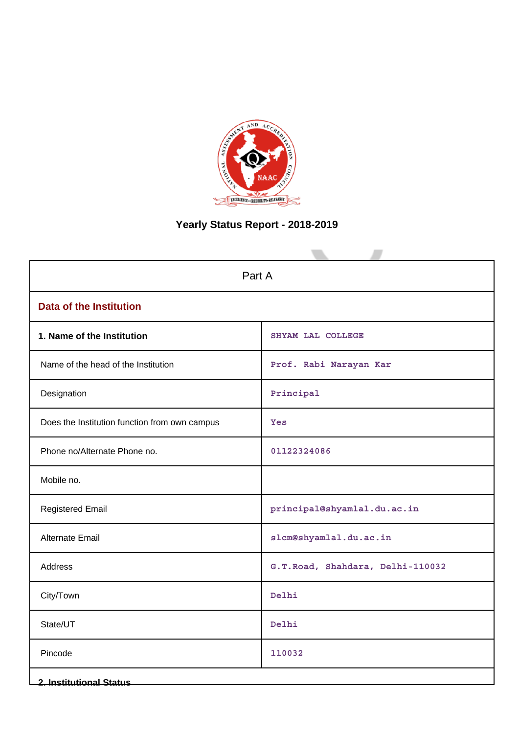# Yearly Status Report - 2018-2019

| Part A | |
|---|---|
| **Data of the Institution** | |
| **1. Name of the Institution** | SHYAM LAL COLLEGE |
| Name of the head of the Institution | Prof. Rabi Narayan Kar |
| Designation | Principal |
| Does the Institution function from own campus | Yes |
| Phone no/Alternate Phone no. | 01122324086 |
| Mobile no. | |
| Registered Email | principal@shyamlal.du.ac.in |
| Alternate Email | slcm@shyamlal.du.ac.in |
| Address | G.T.Road, Shahdara, Delhi-110032 |
| City/Town | Delhi |
| State/UT | Delhi |
| Pincode | 110032 |
| **2. Institutional Status** | |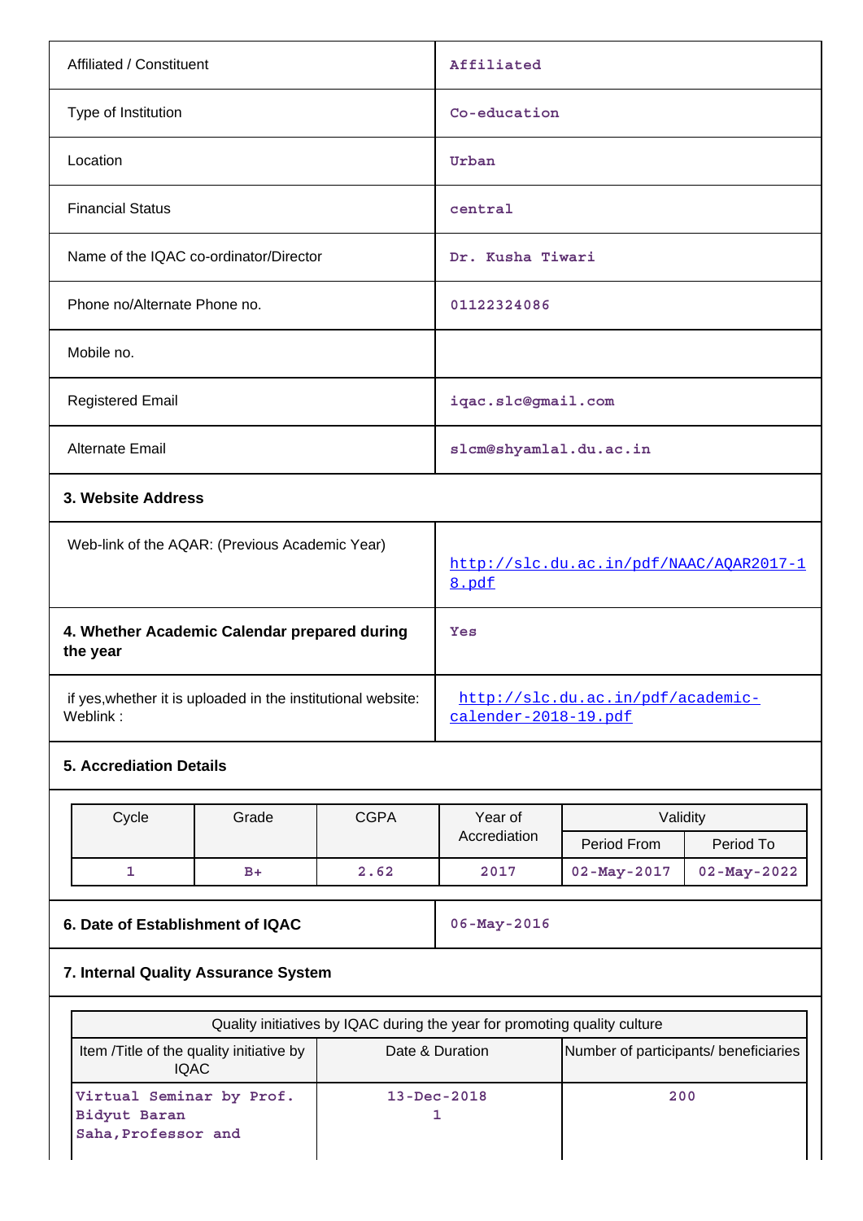| | |
|---|---|
| Affiliated / Constituent | Affiliated |
| Type of Institution | Co-education |
| Location | Urban |
| Financial Status | central |
| Name of the IQAC co-ordinator/Director | Dr. Kusha Tiwari |
| Phone no/Alternate Phone no. | 01122324086 |
| Mobile no. | |
| Registered Email | iqac.slc@gmail.com |
| Alternate Email | slcm@shyamlal.du.ac.in |

**3. Website Address**

| | |
|---|---|
| Web-link of the AQAR: (Previous Academic Year) | http://slc.du.ac.in/pdf/NAAC/AQAR2017-18.pdf |
| **4. Whether Academic Calendar prepared during the year** | Yes |
| if yes,whether it is uploaded in the institutional website: Weblink : | http://slc.du.ac.in/pdf/academic-calender-2018-19.pdf |

**5. Accrediation Details**

| Cycle | Grade | CGPA | Year of Accrediation | Validity | |
|---|---|---|---|---|---|
| | | | | Period From | Period To |
| 1 | B+ | 2.62 | 2017 | 02-May-2017 | 02-May-2022 |

| | |
|---|---|
| **6. Date of Establishment of IQAC** | 06-May-2016 |

**7. Internal Quality Assurance System**

| Quality initiatives by IQAC during the year for promoting quality culture | | |
|---|---|---|
| Item /Title of the quality initiative by IQAC | Date & Duration | Number of participants/ beneficiaries |
| Virtual Seminar by Prof. Bidyut Baran Saha,Professor and | 13-Dec-2018<br>1 | 200 |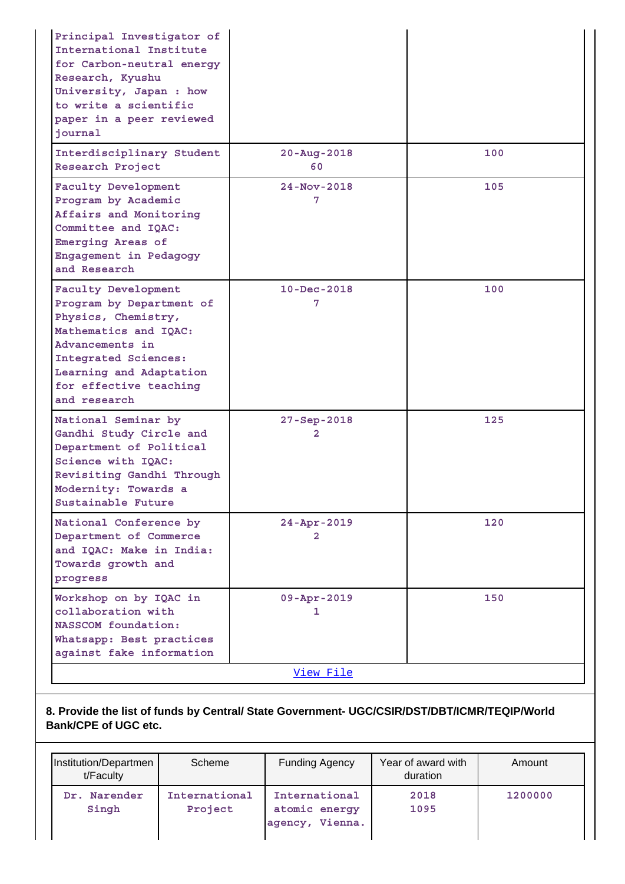| | | |
|---|---|---|
| Principal Investigator of International Institute for Carbon-neutral energy Research, Kyushu University, Japan : how to write a scientific paper in a peer reviewed journal | | |
| Interdisciplinary Student Research Project | 20-Aug-2018 60 | 100 |
| Faculty Development Program by Academic Affairs and Monitoring Committee and IQAC: Emerging Areas of Engagement in Pedagogy and Research | 24-Nov-2018 7 | 105 |
| Faculty Development Program by Department of Physics, Chemistry, Mathematics and IQAC: Advancements in Integrated Sciences: Learning and Adaptation for effective teaching and research | 10-Dec-2018 7 | 100 |
| National Seminar by Gandhi Study Circle and Department of Political Science with IQAC: Revisiting Gandhi Through Modernity: Towards a Sustainable Future | 27-Sep-2018 2 | 125 |
| National Conference by Department of Commerce and IQAC: Make in India: Towards growth and progress | 24-Apr-2019 2 | 120 |
| Workshop on by IQAC in collaboration with NASSCOM foundation: Whatsapp: Best practices against fake information | 09-Apr-2019 1 | 150 |

[View File]

**8. Provide the list of funds by Central/ State Government- UGC/CSIR/DST/DBT/ICMR/TEQIP/World Bank/CPE of UGC etc.**

| Institution/Department/Faculty | Scheme | Funding Agency | Year of award with duration | Amount |
|---|---|---|---|---|
| Dr. Narender Singh | International Project | International atomic energy agency, Vienna. | 2018 1095 | 1200000 |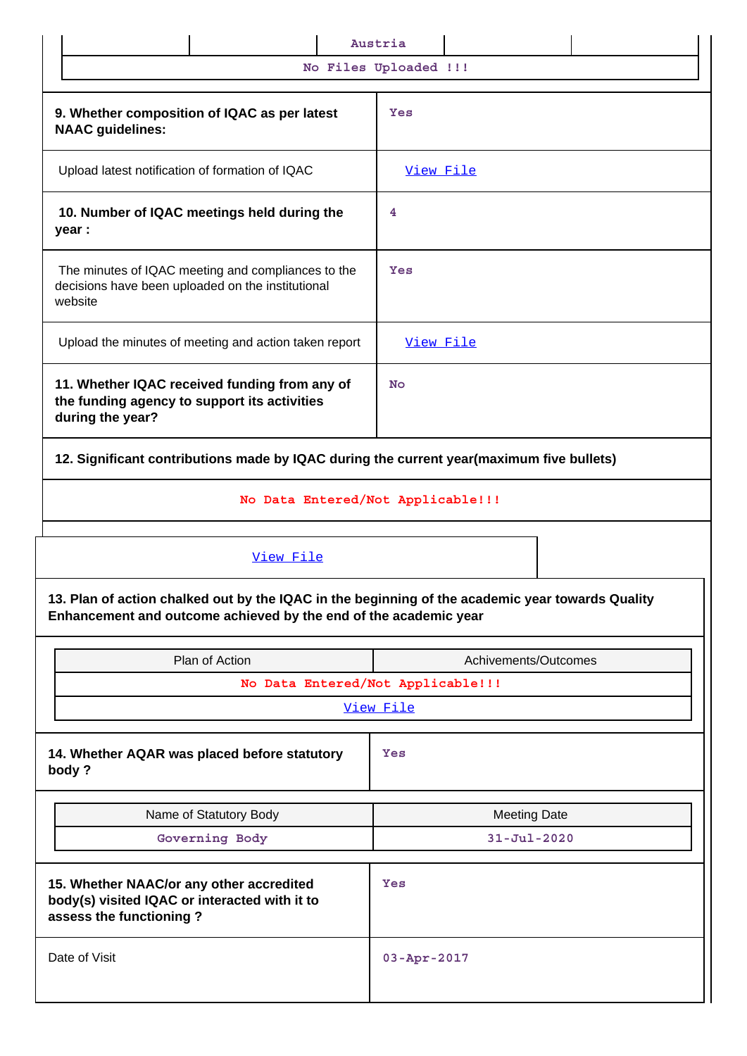| | | Austria | | |
|---|---|---|---|---|
| No Files Uploaded !!! | | | | |

| | |
|---|---|
| **9. Whether composition of IQAC as per latest NAAC guidelines:** | Yes |
| Upload latest notification of formation of IQAC | View File |
| **10. Number of IQAC meetings held during the year :** | 4 |
| The minutes of IQAC meeting and compliances to the decisions have been uploaded on the institutional website | Yes |
| Upload the minutes of meeting and action taken report | View File |
| **11. Whether IQAC received funding from any of the funding agency to support its activities during the year?** | No |

**12. Significant contributions made by IQAC during the current year(maximum five bullets)**

No Data Entered/Not Applicable!!!

View File

**13. Plan of action chalked out by the IQAC in the beginning of the academic year towards Quality Enhancement and outcome achieved by the end of the academic year**

| Plan of Action | Achivements/Outcomes |
|---|---|
| No Data Entered/Not Applicable!!! | |
| View File | |

| | |
|---|---|
| **14. Whether AQAR was placed before statutory body ?** | Yes |

| Name of Statutory Body | Meeting Date |
|---|---|
| Governing Body | 31-Jul-2020 |

| | |
|---|---|
| **15. Whether NAAC/or any other accredited body(s) visited IQAC or interacted with it to assess the functioning ?** | Yes |
| Date of Visit | 03-Apr-2017 |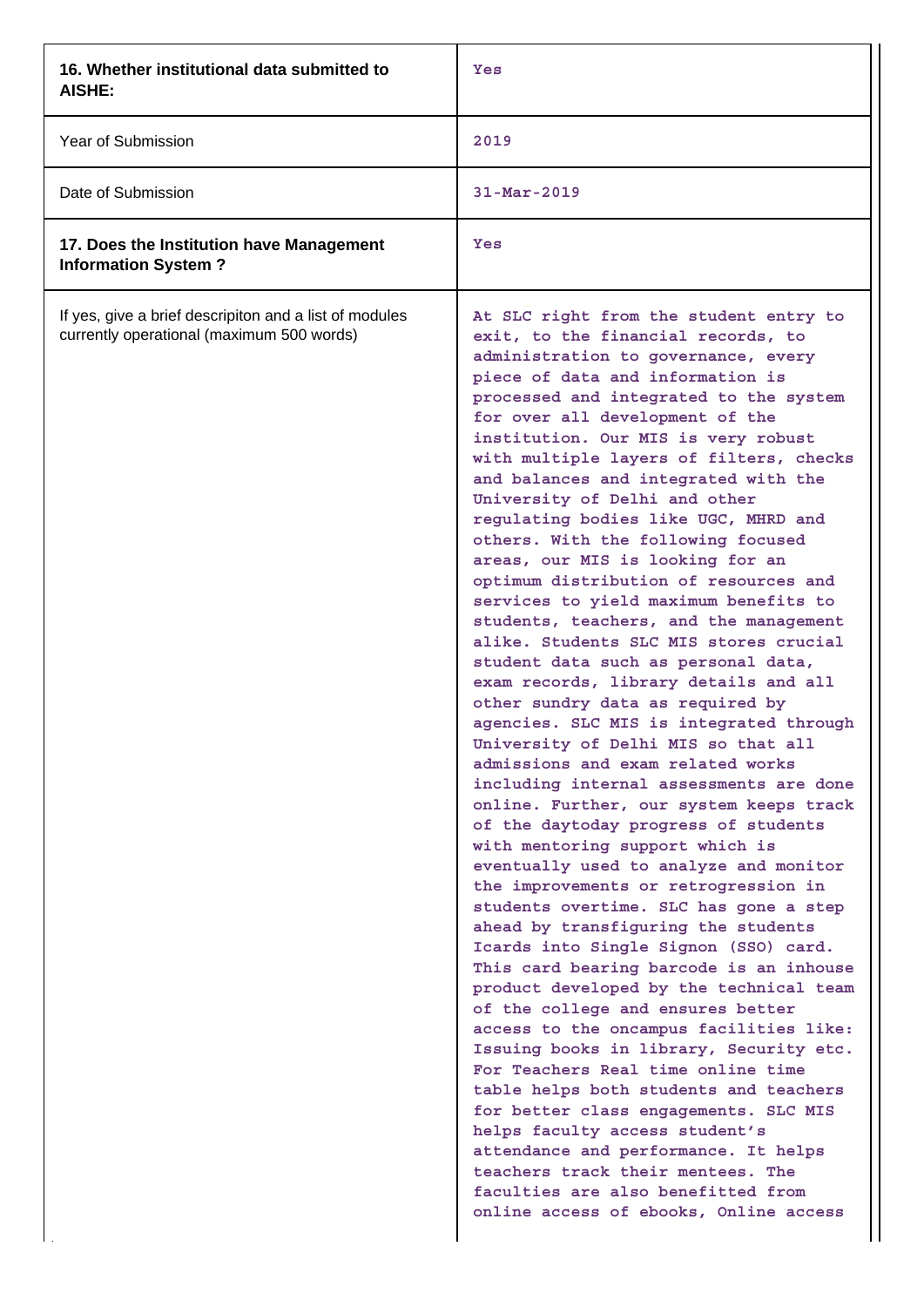| | |
|---|---|
| **16. Whether institutional data submitted to AISHE:** | Yes |
| Year of Submission | 2019 |
| Date of Submission | 31-Mar-2019 |
| **17. Does the Institution have Management Information System ?** | Yes |
| If yes, give a brief descripiton and a list of modules currently operational (maximum 500 words) | At SLC right from the student entry to exit, to the financial records, to administration to governance, every piece of data and information is processed and integrated to the system for over all development of the institution. Our MIS is very robust with multiple layers of filters, checks and balances and integrated with the University of Delhi and other regulating bodies like UGC, MHRD and others. With the following focused areas, our MIS is looking for an optimum distribution of resources and services to yield maximum benefits to students, teachers, and the management alike. Students SLC MIS stores crucial student data such as personal data, exam records, library details and all other sundry data as required by agencies. SLC MIS is integrated through University of Delhi MIS so that all admissions and exam related works including internal assessments are done online. Further, our system keeps track of the daytoday progress of students with mentoring support which is eventually used to analyze and monitor the improvements or retrogression in students overtime. SLC has gone a step ahead by transfiguring the students Icards into Single Signon (SSO) card. This card bearing barcode is an inhouse product developed by the technical team of the college and ensures better access to the oncampus facilities like: Issuing books in library, Security etc. For Teachers Real time online time table helps both students and teachers for better class engagements. SLC MIS helps faculty access student's attendance and performance. It helps teachers track their mentees. The faculties are also benefitted from online access of ebooks, Online access |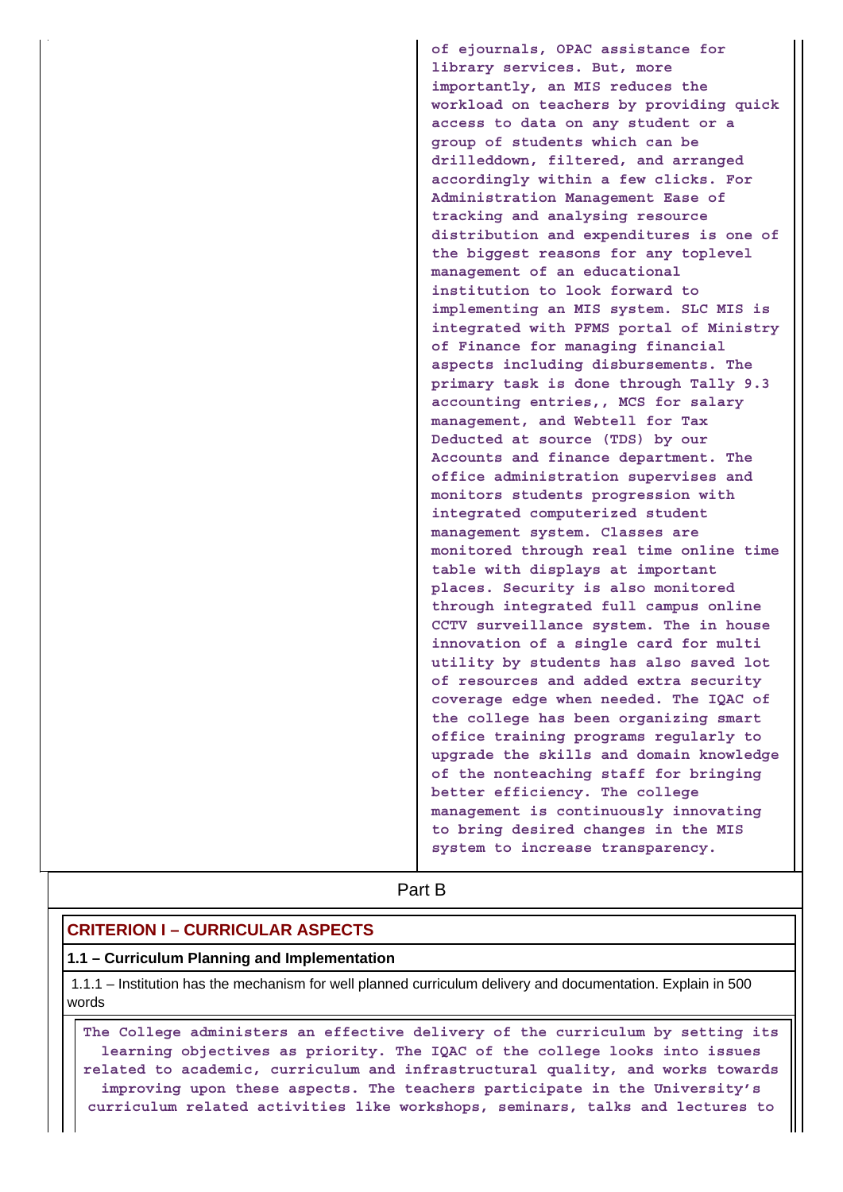| | of ejournals, OPAC assistance for library services. But, more importantly, an MIS reduces the workload on teachers by providing quick access to data on any student or a group of students which can be drilleddown, filtered, and arranged accordingly within a few clicks. For Administration Management Ease of tracking and analysing resource distribution and expenditures is one of the biggest reasons for any toplevel management of an educational institution to look forward to implementing an MIS system. SLC MIS is integrated with PFMS portal of Ministry of Finance for managing financial aspects including disbursements. The primary task is done through Tally 9.3 accounting entries,, MCS for salary management, and Webtell for Tax Deducted at source (TDS) by our Accounts and finance department. The office administration supervises and monitors students progression with integrated computerized student management system. Classes are monitored through real time online time table with displays at important places. Security is also monitored through integrated full campus online CCTV surveillance system. The in house innovation of a single card for multi utility by students has also saved lot of resources and added extra security coverage edge when needed. The IQAC of the college has been organizing smart office training programs regularly to upgrade the skills and domain knowledge of the nonteaching staff for bringing better efficiency. The college management is continuously innovating to bring desired changes in the MIS system to increase transparency. |
|---|---|

## Part B

### CRITERION I – CURRICULAR ASPECTS

**1.1 – Curriculum Planning and Implementation**

1.1.1 – Institution has the mechanism for well planned curriculum delivery and documentation. Explain in 500 words

The College administers an effective delivery of the curriculum by setting its learning objectives as priority. The IQAC of the college looks into issues related to academic, curriculum and infrastructural quality, and works towards improving upon these aspects. The teachers participate in the University's curriculum related activities like workshops, seminars, talks and lectures to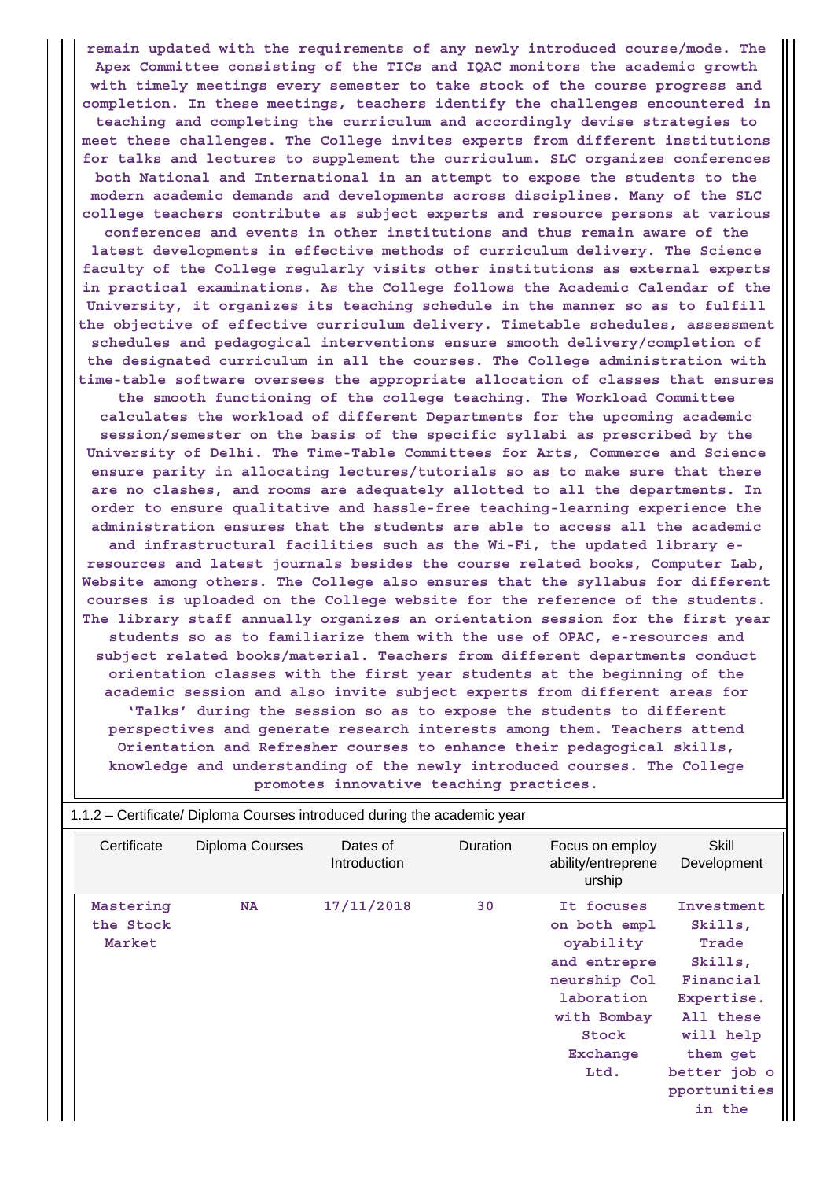remain updated with the requirements of any newly introduced course/mode. The Apex Committee consisting of the TICs and IQAC monitors the academic growth with timely meetings every semester to take stock of the course progress and completion. In these meetings, teachers identify the challenges encountered in teaching and completing the curriculum and accordingly devise strategies to meet these challenges. The College invites experts from different institutions for talks and lectures to supplement the curriculum. SLC organizes conferences both National and International in an attempt to expose the students to the modern academic demands and developments across disciplines. Many of the SLC college teachers contribute as subject experts and resource persons at various conferences and events in other institutions and thus remain aware of the latest developments in effective methods of curriculum delivery. The Science faculty of the College regularly visits other institutions as external experts in practical examinations. As the College follows the Academic Calendar of the University, it organizes its teaching schedule in the manner so as to fulfill the objective of effective curriculum delivery. Timetable schedules, assessment schedules and pedagogical interventions ensure smooth delivery/completion of the designated curriculum in all the courses. The College administration with time-table software oversees the appropriate allocation of classes that ensures the smooth functioning of the college teaching. The Workload Committee calculates the workload of different Departments for the upcoming academic session/semester on the basis of the specific syllabi as prescribed by the University of Delhi. The Time-Table Committees for Arts, Commerce and Science ensure parity in allocating lectures/tutorials so as to make sure that there are no clashes, and rooms are adequately allotted to all the departments. In order to ensure qualitative and hassle-free teaching-learning experience the administration ensures that the students are able to access all the academic and infrastructural facilities such as the Wi-Fi, the updated library e-resources and latest journals besides the course related books, Computer Lab, Website among others. The College also ensures that the syllabus for different courses is uploaded on the College website for the reference of the students. The library staff annually organizes an orientation session for the first year students so as to familiarize them with the use of OPAC, e-resources and subject related books/material. Teachers from different departments conduct orientation classes with the first year students at the beginning of the academic session and also invite subject experts from different areas for 'Talks' during the session so as to expose the students to different perspectives and generate research interests among them. Teachers attend Orientation and Refresher courses to enhance their pedagogical skills, knowledge and understanding of the newly introduced courses. The College promotes innovative teaching practices.

1.1.2 – Certificate/ Diploma Courses introduced during the academic year

| Certificate | Diploma Courses | Dates of Introduction | Duration | Focus on employ ability/entreprene urship | Skill Development |
|---|---|---|---|---|---|
| Mastering the Stock Market | NA | 17/11/2018 | 30 | It focuses on both employability and entrepreneurship Collaboration with Bombay Stock Exchange Ltd. | Investment Skills, Trade Skills, Financial Expertise. All these will help them get better job opportunities in the |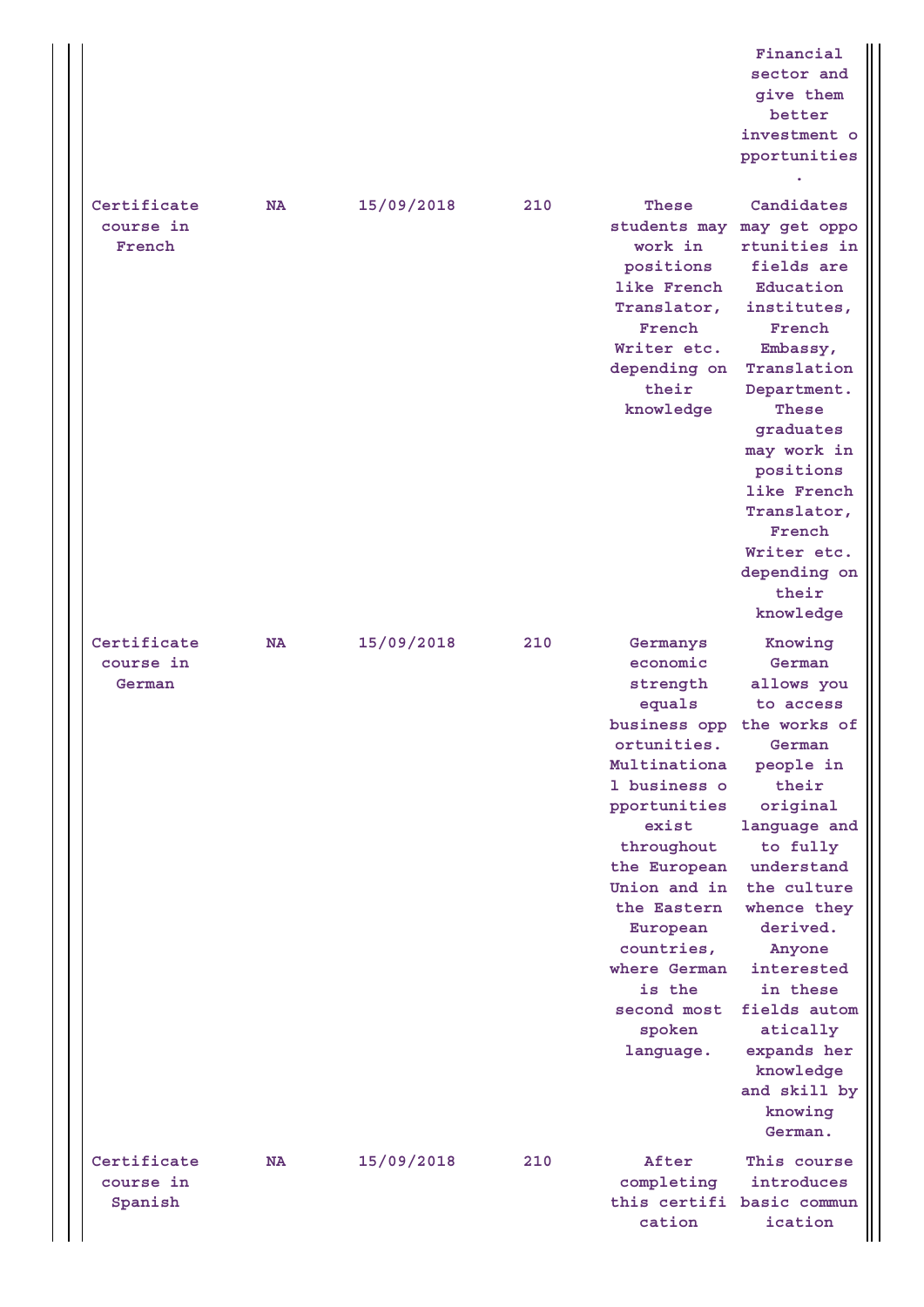| | | | | | |
|---|---|---|---|---|---|
| | | | | | Financial sector and give them better investment opportunities. |
| Certificate course in French | NA | 15/09/2018 | 210 | These students may work in positions like French Translator, French Writer etc. depending on their knowledge | Candidates may get opportunities in fields are Education institutes, French Embassy, Translation Department. These graduates may work in positions like French Translator, French Writer etc. depending on their knowledge |
| Certificate course in German | NA | 15/09/2018 | 210 | Germanys economic strength equals business opportunities. Multinational business opportunities exist throughout the European Union and in the Eastern European countries, where German is the second most spoken language. | Knowing German allows you to access the works of German people in their original language and to fully understand the culture whence they derived. Anyone interested in these fields automatically expands her knowledge and skill by knowing German. |
| Certificate course in Spanish | NA | 15/09/2018 | 210 | After completing this certification | This course introduces basic communication |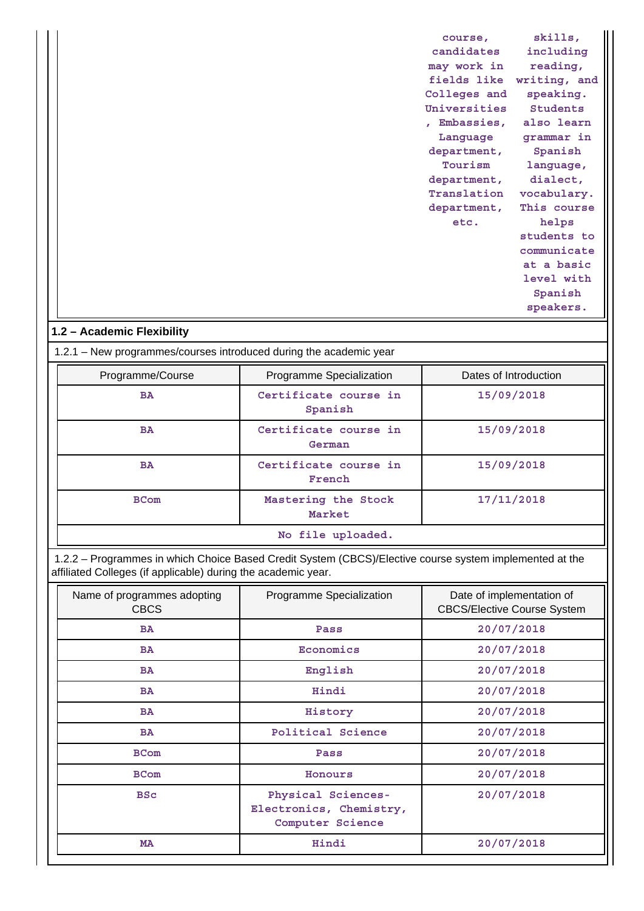| | | | |
|---|---|---|---|
| | | course, candidates may work in fields like Colleges and Universities, Embassies, Language department, Tourism department, Translation department, etc. | skills, including reading, writing, and speaking. Students also learn grammar in Spanish language, dialect, vocabulary. This course helps students to communicate at a basic level with Spanish speakers. |

**1.2 – Academic Flexibility**

1.2.1 – New programmes/courses introduced during the academic year

| Programme/Course | Programme Specialization | Dates of Introduction |
|---|---|---|
| BA | Certificate course in Spanish | 15/09/2018 |
| BA | Certificate course in German | 15/09/2018 |
| BA | Certificate course in French | 15/09/2018 |
| BCom | Mastering the Stock Market | 17/11/2018 |
| No file uploaded. | | |

1.2.2 – Programmes in which Choice Based Credit System (CBCS)/Elective course system implemented at the affiliated Colleges (if applicable) during the academic year.

| Name of programmes adopting CBCS | Programme Specialization | Date of implementation of CBCS/Elective Course System |
|---|---|---|
| BA | Pass | 20/07/2018 |
| BA | Economics | 20/07/2018 |
| BA | English | 20/07/2018 |
| BA | Hindi | 20/07/2018 |
| BA | History | 20/07/2018 |
| BA | Political Science | 20/07/2018 |
| BCom | Pass | 20/07/2018 |
| BCom | Honours | 20/07/2018 |
| BSc | Physical Sciences-Electronics, Chemistry, Computer Science | 20/07/2018 |
| MA | Hindi | 20/07/2018 |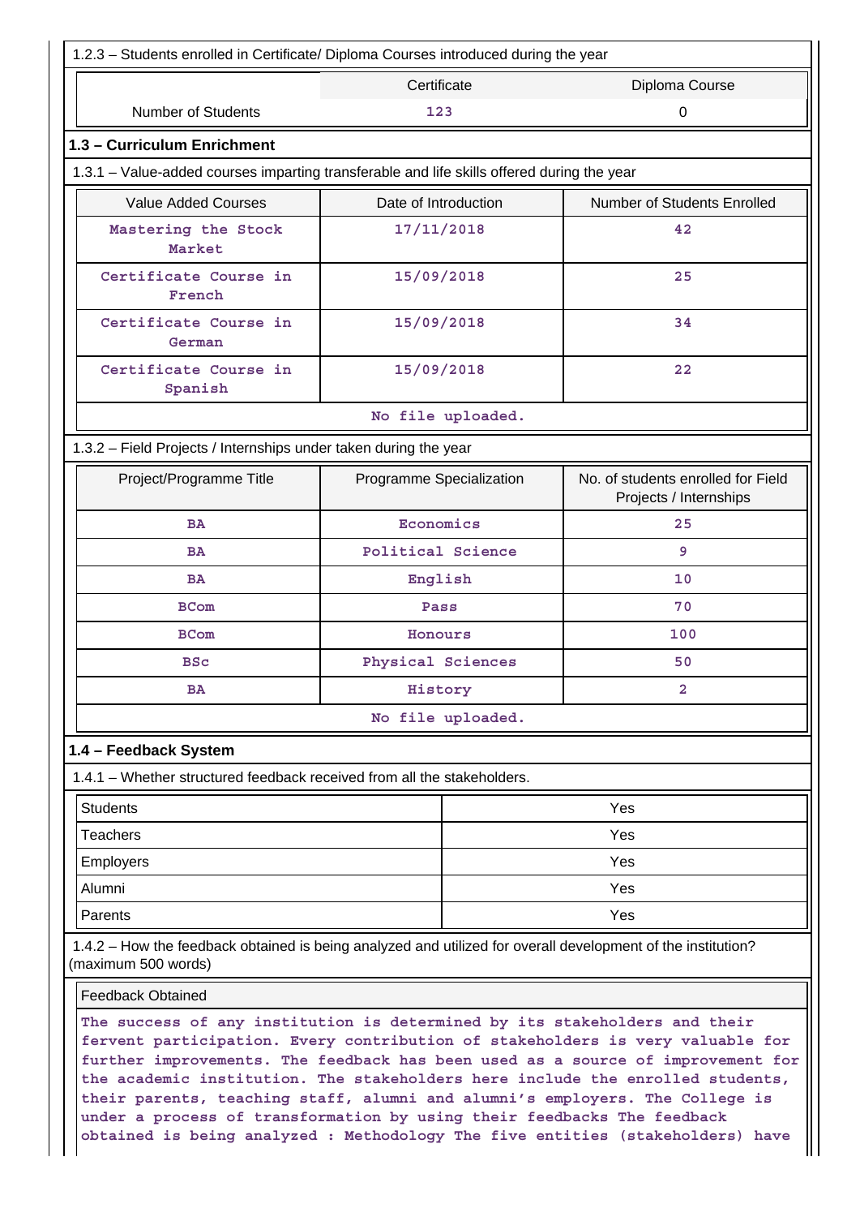1.2.3 – Students enrolled in Certificate/ Diploma Courses introduced during the year

| | Certificate | Diploma Course |
|---|---|---|
| Number of Students | 123 | 0 |

## 1.3 – Curriculum Enrichment

1.3.1 – Value-added courses imparting transferable and life skills offered during the year

| Value Added Courses | Date of Introduction | Number of Students Enrolled |
|---|---|---|
| Mastering the Stock Market | 17/11/2018 | 42 |
| Certificate Course in French | 15/09/2018 | 25 |
| Certificate Course in German | 15/09/2018 | 34 |
| Certificate Course in Spanish | 15/09/2018 | 22 |
| No file uploaded. | | |

1.3.2 – Field Projects / Internships under taken during the year

| Project/Programme Title | Programme Specialization | No. of students enrolled for Field Projects / Internships |
|---|---|---|
| BA | Economics | 25 |
| BA | Political Science | 9 |
| BA | English | 10 |
| BCom | Pass | 70 |
| BCom | Honours | 100 |
| BSc | Physical Sciences | 50 |
| BA | History | 2 |
| No file uploaded. | | |

## 1.4 – Feedback System

1.4.1 – Whether structured feedback received from all the stakeholders.

| | |
|---|---|
| Students | Yes |
| Teachers | Yes |
| Employers | Yes |
| Alumni | Yes |
| Parents | Yes |

1.4.2 – How the feedback obtained is being analyzed and utilized for overall development of the institution? (maximum 500 words)

| Feedback Obtained |
|---|
| The success of any institution is determined by its stakeholders and their fervent participation. Every contribution of stakeholders is very valuable for further improvements. The feedback has been used as a source of improvement for the academic institution. The stakeholders here include the enrolled students, their parents, teaching staff, alumni and alumni's employers. The College is under a process of transformation by using their feedbacks The feedback obtained is being analyzed : Methodology The five entities (stakeholders) have |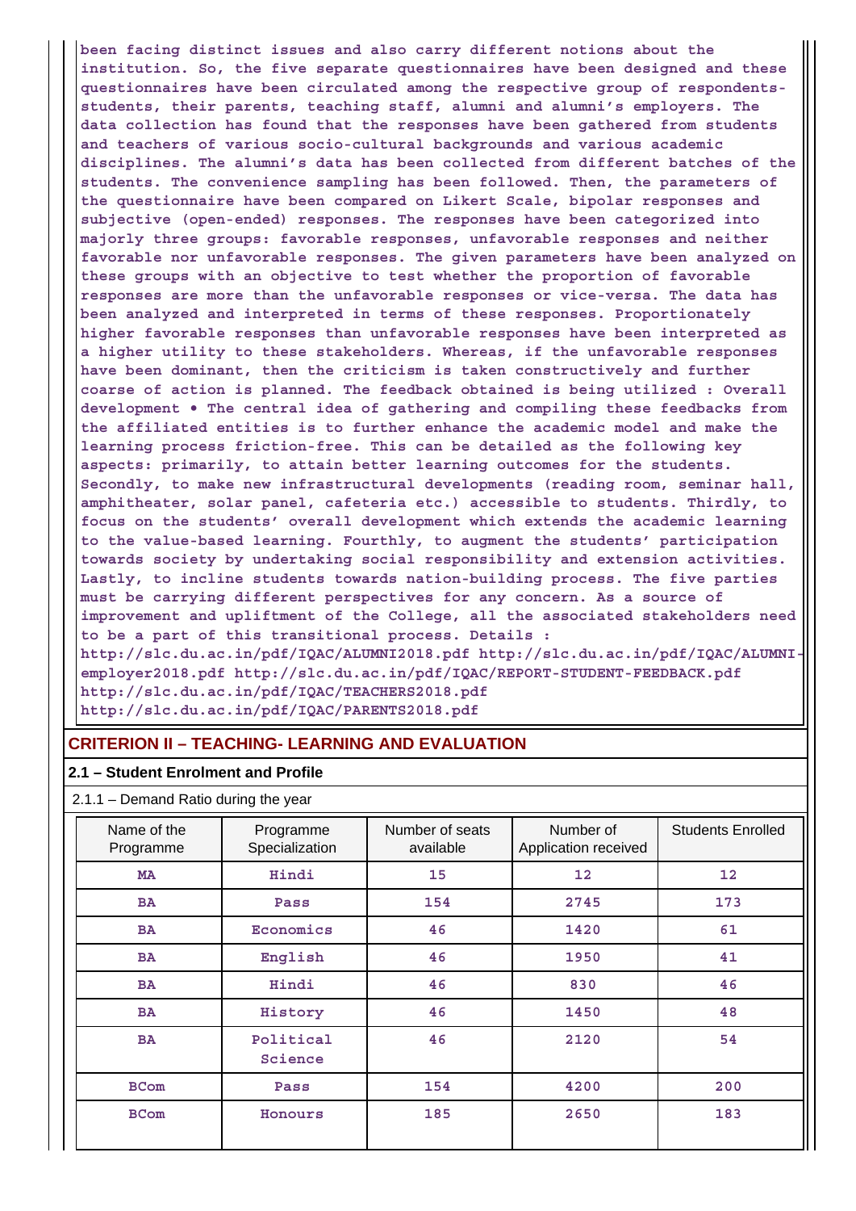been facing distinct issues and also carry different notions about the institution. So, the five separate questionnaires have been designed and these questionnaires have been circulated among the respective group of respondents- students, their parents, teaching staff, alumni and alumni's employers. The data collection has found that the responses have been gathered from students and teachers of various socio-cultural backgrounds and various academic disciplines. The alumni's data has been collected from different batches of the students. The convenience sampling has been followed. Then, the parameters of the questionnaire have been compared on Likert Scale, bipolar responses and subjective (open-ended) responses. The responses have been categorized into majorly three groups: favorable responses, unfavorable responses and neither favorable nor unfavorable responses. The given parameters have been analyzed on these groups with an objective to test whether the proportion of favorable responses are more than the unfavorable responses or vice-versa. The data has been analyzed and interpreted in terms of these responses. Proportionately higher favorable responses than unfavorable responses have been interpreted as a higher utility to these stakeholders. Whereas, if the unfavorable responses have been dominant, then the criticism is taken constructively and further coarse of action is planned. The feedback obtained is being utilized : Overall development • The central idea of gathering and compiling these feedbacks from the affiliated entities is to further enhance the academic model and make the learning process friction-free. This can be detailed as the following key aspects: primarily, to attain better learning outcomes for the students. Secondly, to make new infrastructural developments (reading room, seminar hall, amphitheater, solar panel, cafeteria etc.) accessible to students. Thirdly, to focus on the students' overall development which extends the academic learning to the value-based learning. Fourthly, to augment the students' participation towards society by undertaking social responsibility and extension activities. Lastly, to incline students towards nation-building process. The five parties must be carrying different perspectives for any concern. As a source of improvement and upliftment of the College, all the associated stakeholders need to be a part of this transitional process. Details : http://slc.du.ac.in/pdf/IQAC/ALUMNI2018.pdf http://slc.du.ac.in/pdf/IQAC/ALUMNI-employer2018.pdf http://slc.du.ac.in/pdf/IQAC/REPORT-STUDENT-FEEDBACK.pdf http://slc.du.ac.in/pdf/IQAC/TEACHERS2018.pdf http://slc.du.ac.in/pdf/IQAC/PARENTS2018.pdf

## CRITERION II – TEACHING- LEARNING AND EVALUATION

### 2.1 – Student Enrolment and Profile

2.1.1 – Demand Ratio during the year

| Name of the Programme | Programme Specialization | Number of seats available | Number of Application received | Students Enrolled |
|---|---|---|---|---|
| MA | Hindi | 15 | 12 | 12 |
| BA | Pass | 154 | 2745 | 173 |
| BA | Economics | 46 | 1420 | 61 |
| BA | English | 46 | 1950 | 41 |
| BA | Hindi | 46 | 830 | 46 |
| BA | History | 46 | 1450 | 48 |
| BA | Political Science | 46 | 2120 | 54 |
| BCom | Pass | 154 | 4200 | 200 |
| BCom | Honours | 185 | 2650 | 183 |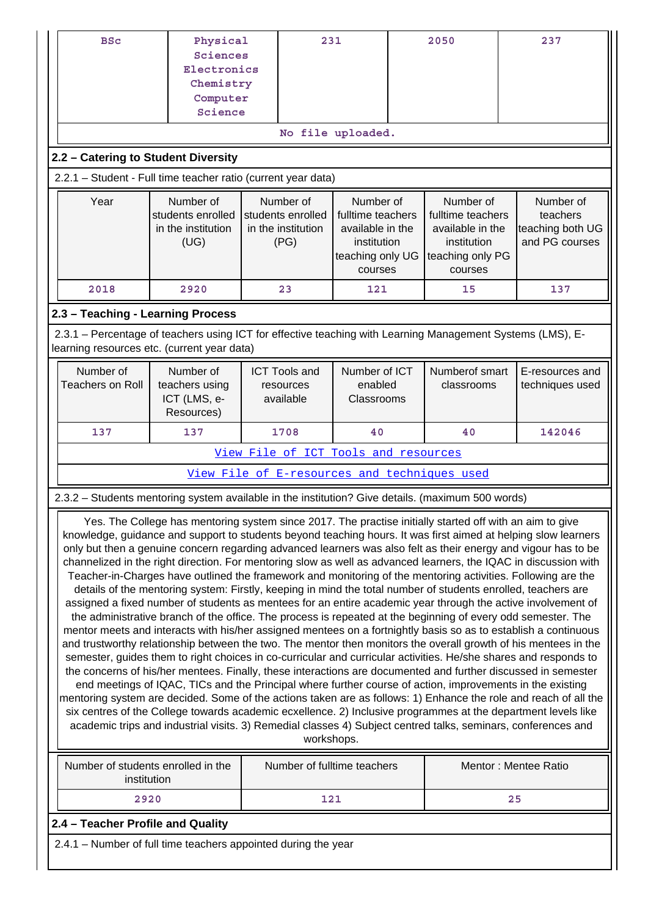| BSc | Physical Sciences Electronics Chemistry Computer Science | 231 | 2050 | 237 |
|---|---|---|---|---|
| No file uploaded. | | | | |

## 2.2 – Catering to Student Diversity

2.2.1 – Student - Full time teacher ratio (current year data)

| Year | Number of students enrolled in the institution (UG) | Number of students enrolled in the institution (PG) | Number of fulltime teachers available in the institution teaching only UG courses | Number of fulltime teachers available in the institution teaching only PG courses | Number of teachers teaching both UG and PG courses |
|---|---|---|---|---|---|
| 2018 | 2920 | 23 | 121 | 15 | 137 |

## 2.3 – Teaching - Learning Process

2.3.1 – Percentage of teachers using ICT for effective teaching with Learning Management Systems (LMS), E-learning resources etc. (current year data)

| Number of Teachers on Roll | Number of teachers using ICT (LMS, e-Resources) | ICT Tools and resources available | Number of ICT enabled Classrooms | Numberof smart classrooms | E-resources and techniques used |
|---|---|---|---|---|---|
| 137 | 137 | 1708 | 40 | 40 | 142046 |
| View File of ICT Tools and resources | | | | | |
| View File of E-resources and techniques used | | | | | |

2.3.2 – Students mentoring system available in the institution? Give details. (maximum 500 words)

Yes. The College has mentoring system since 2017. The practise initially started off with an aim to give knowledge, guidance and support to students beyond teaching hours. It was first aimed at helping slow learners only but then a genuine concern regarding advanced learners was also felt as their energy and vigour has to be channelized in the right direction. For mentoring slow as well as advanced learners, the IQAC in discussion with Teacher-in-Charges have outlined the framework and monitoring of the mentoring activities. Following are the details of the mentoring system: Firstly, keeping in mind the total number of students enrolled, teachers are assigned a fixed number of students as mentees for an entire academic year through the active involvement of the administrative branch of the office. The process is repeated at the beginning of every odd semester. The mentor meets and interacts with his/her assigned mentees on a fortnightly basis so as to establish a continuous and trustworthy relationship between the two. The mentor then monitors the overall growth of his mentees in the semester, guides them to right choices in co-curricular and curricular activities. He/she shares and responds to the concerns of his/her mentees. Finally, these interactions are documented and further discussed in semester end meetings of IQAC, TICs and the Principal where further course of action, improvements in the existing mentoring system are decided. Some of the actions taken are as follows: 1) Enhance the role and reach of all the six centres of the College towards academic ecxellence. 2) Inclusive programmes at the department levels like academic trips and industrial visits. 3) Remedial classes 4) Subject centred talks, seminars, conferences and workshops.

| Number of students enrolled in the institution | Number of fulltime teachers | Mentor : Mentee Ratio |
|---|---|---|
| 2920 | 121 | 25 |

## 2.4 – Teacher Profile and Quality

2.4.1 – Number of full time teachers appointed during the year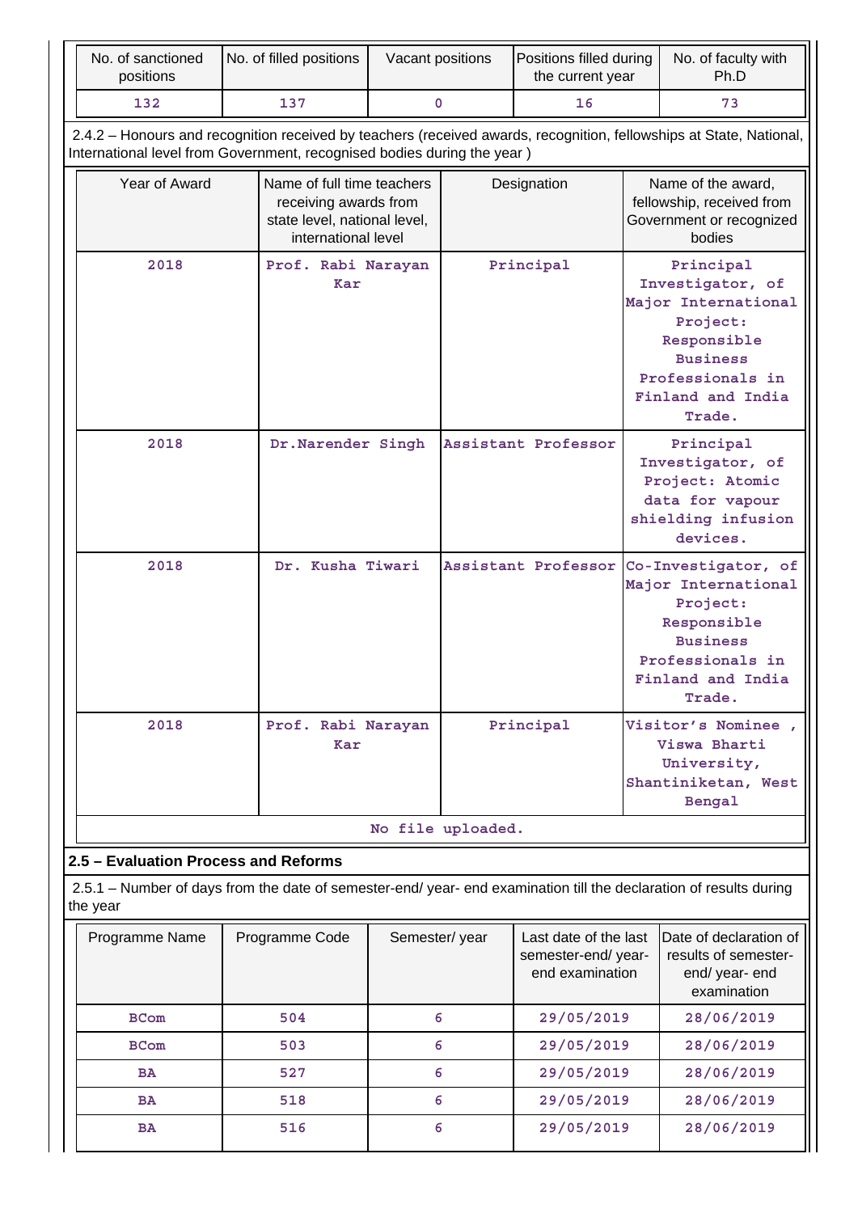| No. of sanctioned positions | No. of filled positions | Vacant positions | Positions filled during the current year | No. of faculty with Ph.D |
|---|---|---|---|---|
| 132 | 137 | 0 | 16 | 73 |

2.4.2 – Honours and recognition received by teachers (received awards, recognition, fellowships at State, National, International level from Government, recognised bodies during the year )

| Year of Award | Name of full time teachers receiving awards from state level, national level, international level | Designation | Name of the award, fellowship, received from Government or recognized bodies |
|---|---|---|---|
| 2018 | Prof. Rabi Narayan Kar | Principal | Principal Investigator, of Major International Project: Responsible Business Professionals in Finland and India Trade. |
| 2018 | Dr.Narender Singh | Assistant Professor | Principal Investigator, of Project: Atomic data for vapour shielding infusion devices. |
| 2018 | Dr. Kusha Tiwari | Assistant Professor | Co-Investigator, of Major International Project: Responsible Business Professionals in Finland and India Trade. |
| 2018 | Prof. Rabi Narayan Kar | Principal | Visitor's Nominee , Viswa Bharti University, Shantiniketan, West Bengal |

No file uploaded.

## 2.5 – Evaluation Process and Reforms

2.5.1 – Number of days from the date of semester-end/ year- end examination till the declaration of results during the year

| Programme Name | Programme Code | Semester/ year | Last date of the last semester-end/ year- end examination | Date of declaration of results of semester-end/ year- end examination |
|---|---|---|---|---|
| BCom | 504 | 6 | 29/05/2019 | 28/06/2019 |
| BCom | 503 | 6 | 29/05/2019 | 28/06/2019 |
| BA | 527 | 6 | 29/05/2019 | 28/06/2019 |
| BA | 518 | 6 | 29/05/2019 | 28/06/2019 |
| BA | 516 | 6 | 29/05/2019 | 28/06/2019 |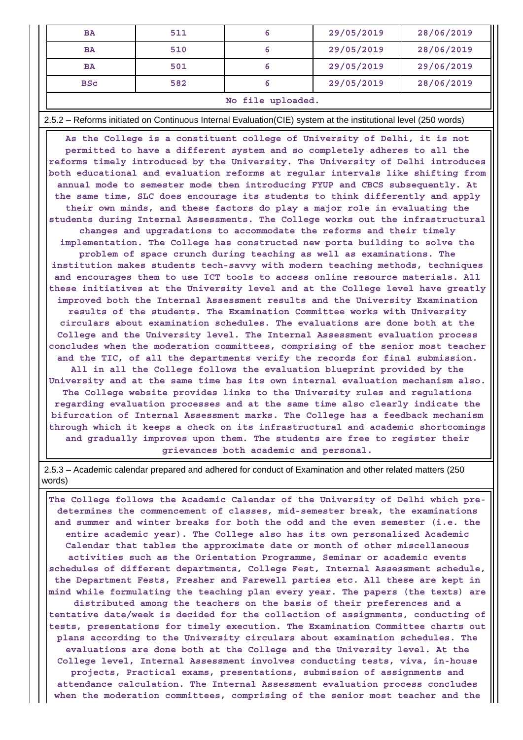| BA | 511 | 6 | 29/05/2019 | 28/06/2019 |
|---|---|---|---|---|
| BA | 510 | 6 | 29/05/2019 | 28/06/2019 |
| BA | 501 | 6 | 29/05/2019 | 29/06/2019 |
| BSc | 582 | 6 | 29/05/2019 | 28/06/2019 |
| No file uploaded. | | | | |

2.5.2 – Reforms initiated on Continuous Internal Evaluation(CIE) system at the institutional level (250 words)

As the College is a constituent college of University of Delhi, it is not permitted to have a different system and so completely adheres to all the reforms timely introduced by the University. The University of Delhi introduces both educational and evaluation reforms at regular intervals like shifting from annual mode to semester mode then introducing FYUP and CBCS subsequently. At the same time, SLC does encourage its students to think differently and apply their own minds, and these factors do play a major role in evaluating the students during Internal Assessments. The College works out the infrastructural changes and upgradations to accommodate the reforms and their timely implementation. The College has constructed new porta building to solve the problem of space crunch during teaching as well as examinations. The institution makes students tech-savvy with modern teaching methods, techniques and encourages them to use ICT tools to access online resource materials. All these initiatives at the University level and at the College level have greatly improved both the Internal Assessment results and the University Examination results of the students. The Examination Committee works with University circulars about examination schedules. The evaluations are done both at the College and the University level. The Internal Assessment evaluation process concludes when the moderation committees, comprising of the senior most teacher and the TIC, of all the departments verify the records for final submission. All in all the College follows the evaluation blueprint provided by the University and at the same time has its own internal evaluation mechanism also. The College website provides links to the University rules and regulations regarding evaluation processes and at the same time also clearly indicate the bifurcation of Internal Assessment marks. The College has a feedback mechanism through which it keeps a check on its infrastructural and academic shortcomings and gradually improves upon them. The students are free to register their grievances both academic and personal.

2.5.3 – Academic calendar prepared and adhered for conduct of Examination and other related matters (250 words)

The College follows the Academic Calendar of the University of Delhi which pre-determines the commencement of classes, mid-semester break, the examinations and summer and winter breaks for both the odd and the even semester (i.e. the entire academic year). The College also has its own personalized Academic Calendar that tables the approximate date or month of other miscellaneous activities such as the Orientation Programme, Seminar or academic events schedules of different departments, College Fest, Internal Assessment schedule, the Department Fests, Fresher and Farewell parties etc. All these are kept in mind while formulating the teaching plan every year. The papers (the texts) are distributed among the teachers on the basis of their preferences and a tentative date/week is decided for the collection of assignments, conducting of tests, presentations for timely execution. The Examination Committee charts out plans according to the University circulars about examination schedules. The evaluations are done both at the College and the University level. At the College level, Internal Assessment involves conducting tests, viva, in-house projects, Practical exams, presentations, submission of assignments and attendance calculation. The Internal Assessment evaluation process concludes when the moderation committees, comprising of the senior most teacher and the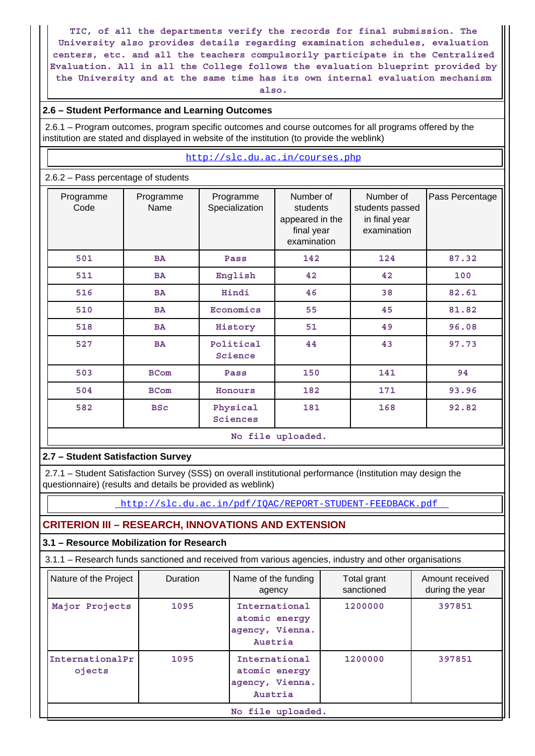TIC, of all the departments verify the records for final submission. The University also provides details regarding examination schedules, evaluation centers, etc. and all the teachers compulsorily participate in the Centralized Evaluation. All in all the College follows the evaluation blueprint provided by the University and at the same time has its own internal evaluation mechanism also.

### 2.6 – Student Performance and Learning Outcomes

2.6.1 – Program outcomes, program specific outcomes and course outcomes for all programs offered by the institution are stated and displayed in website of the institution (to provide the weblink)

http://slc.du.ac.in/courses.php

2.6.2 – Pass percentage of students

| Programme Code | Programme Name | Programme Specialization | Number of students appeared in the final year examination | Number of students passed in final year examination | Pass Percentage |
|---|---|---|---|---|---|
| 501 | BA | Pass | 142 | 124 | 87.32 |
| 511 | BA | English | 42 | 42 | 100 |
| 516 | BA | Hindi | 46 | 38 | 82.61 |
| 510 | BA | Economics | 55 | 45 | 81.82 |
| 518 | BA | History | 51 | 49 | 96.08 |
| 527 | BA | Political Science | 44 | 43 | 97.73 |
| 503 | BCom | Pass | 150 | 141 | 94 |
| 504 | BCom | Honours | 182 | 171 | 93.96 |
| 582 | BSc | Physical Sciences | 181 | 168 | 92.82 |

No file uploaded.

### 2.7 – Student Satisfaction Survey

2.7.1 – Student Satisfaction Survey (SSS) on overall institutional performance (Institution may design the questionnaire) (results and details be provided as weblink)

http://slc.du.ac.in/pdf/IQAC/REPORT-STUDENT-FEEDBACK.pdf

## CRITERION III – RESEARCH, INNOVATIONS AND EXTENSION

### 3.1 – Resource Mobilization for Research

3.1.1 – Research funds sanctioned and received from various agencies, industry and other organisations

| Nature of the Project | Duration | Name of the funding agency | Total grant sanctioned | Amount received during the year |
|---|---|---|---|---|
| Major Projects | 1095 | International atomic energy agency, Vienna. Austria | 1200000 | 397851 |
| InternationalProjects | 1095 | International atomic energy agency, Vienna. Austria | 1200000 | 397851 |

No file uploaded.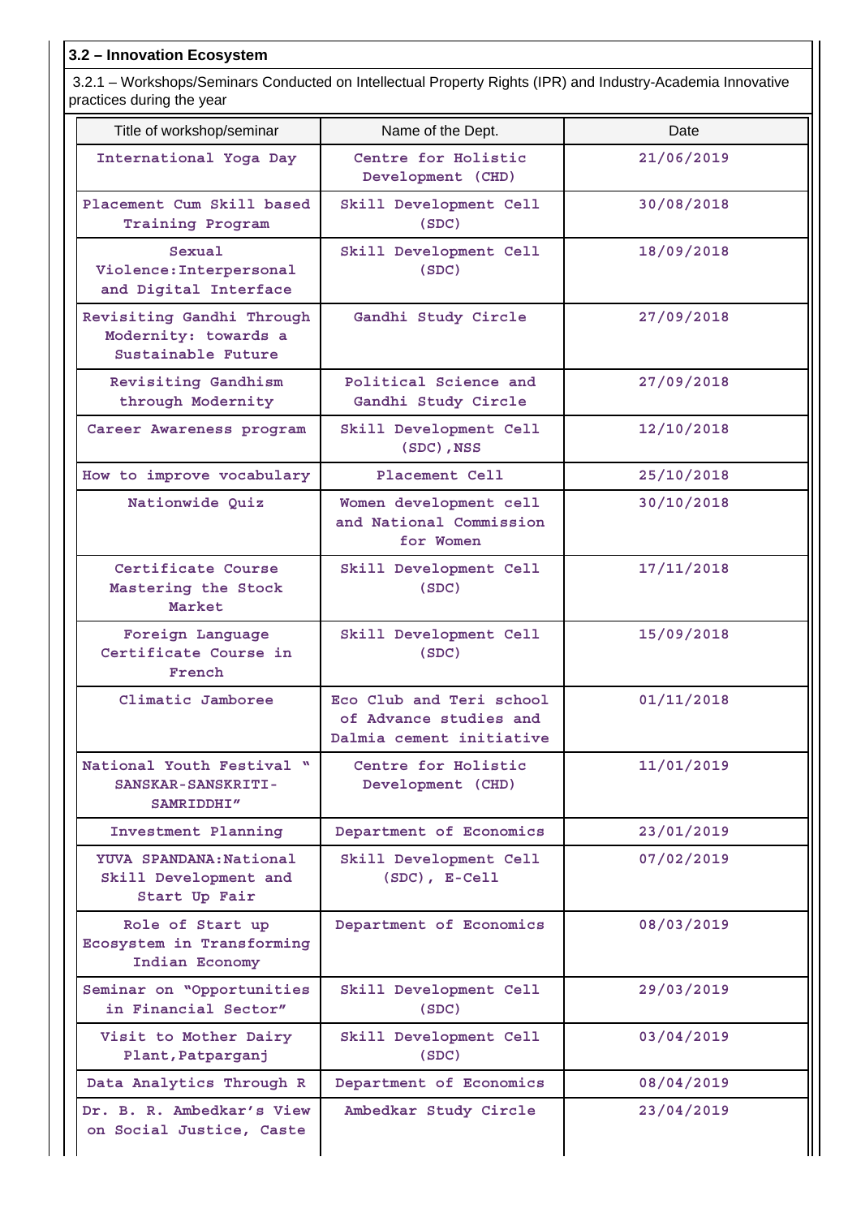**3.2 – Innovation Ecosystem**

3.2.1 – Workshops/Seminars Conducted on Intellectual Property Rights (IPR) and Industry-Academia Innovative practices during the year

| Title of workshop/seminar | Name of the Dept. | Date |
|---|---|---|
| International Yoga Day | Centre for Holistic Development (CHD) | 21/06/2019 |
| Placement Cum Skill based Training Program | Skill Development Cell (SDC) | 30/08/2018 |
| Sexual Violence:Interpersonal and Digital Interface | Skill Development Cell (SDC) | 18/09/2018 |
| Revisiting Gandhi Through Modernity: towards a Sustainable Future | Gandhi Study Circle | 27/09/2018 |
| Revisiting Gandhism through Modernity | Political Science and Gandhi Study Circle | 27/09/2018 |
| Career Awareness program | Skill Development Cell (SDC),NSS | 12/10/2018 |
| How to improve vocabulary | Placement Cell | 25/10/2018 |
| Nationwide Quiz | Women development cell and National Commission for Women | 30/10/2018 |
| Certificate Course Mastering the Stock Market | Skill Development Cell (SDC) | 17/11/2018 |
| Foreign Language Certificate Course in French | Skill Development Cell (SDC) | 15/09/2018 |
| Climatic Jamboree | Eco Club and Teri school of Advance studies and Dalmia cement initiative | 01/11/2018 |
| National Youth Festival " SANSKAR-SANSKRITI-SAMRIDDHI" | Centre for Holistic Development (CHD) | 11/01/2019 |
| Investment Planning | Department of Economics | 23/01/2019 |
| YUVA SPANDANA:National Skill Development and Start Up Fair | Skill Development Cell (SDC), E-Cell | 07/02/2019 |
| Role of Start up Ecosystem in Transforming Indian Economy | Department of Economics | 08/03/2019 |
| Seminar on "Opportunities in Financial Sector" | Skill Development Cell (SDC) | 29/03/2019 |
| Visit to Mother Dairy Plant,Patparganj | Skill Development Cell (SDC) | 03/04/2019 |
| Data Analytics Through R | Department of Economics | 08/04/2019 |
| Dr. B. R. Ambedkar's View on Social Justice, Caste | Ambedkar Study Circle | 23/04/2019 |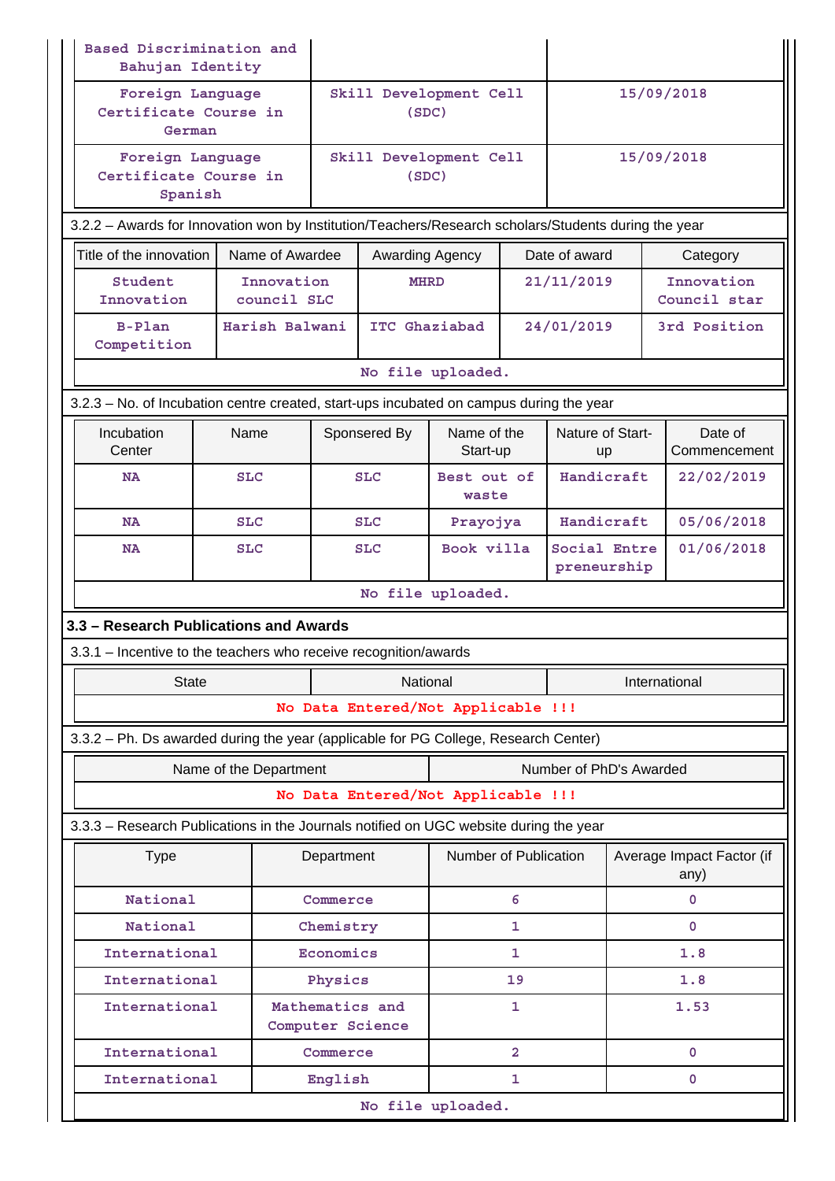| Based Discrimination and Bahujan Identity | | |
|---|---|---|
| Foreign Language Certificate Course in German | Skill Development Cell (SDC) | 15/09/2018 |
| Foreign Language Certificate Course in Spanish | Skill Development Cell (SDC) | 15/09/2018 |

3.2.2 – Awards for Innovation won by Institution/Teachers/Research scholars/Students during the year

| Title of the innovation | Name of Awardee | Awarding Agency | Date of award | Category |
|---|---|---|---|---|
| Student Innovation | Innovation council SLC | MHRD | 21/11/2019 | Innovation Council star |
| B-Plan Competition | Harish Balwani | ITC Ghaziabad | 24/01/2019 | 3rd Position |

No file uploaded.

3.2.3 – No. of Incubation centre created, start-ups incubated on campus during the year

| Incubation Center | Name | Sponsered By | Name of the Start-up | Nature of Start-up | Date of Commencement |
|---|---|---|---|---|---|
| NA | SLC | SLC | Best out of waste | Handicraft | 22/02/2019 |
| NA | SLC | SLC | Prayojya | Handicraft | 05/06/2018 |
| NA | SLC | SLC | Book villa | Social Entrepreneurship | 01/06/2018 |

No file uploaded.

## 3.3 – Research Publications and Awards

3.3.1 – Incentive to the teachers who receive recognition/awards

| State | National | International |
|---|---|---|
| No Data Entered/Not Applicable !!! | | |

3.3.2 – Ph. Ds awarded during the year (applicable for PG College, Research Center)

| Name of the Department | Number of PhD's Awarded |
|---|---|
| No Data Entered/Not Applicable !!! | |

3.3.3 – Research Publications in the Journals notified on UGC website during the year

| Type | Department | Number of Publication | Average Impact Factor (if any) |
|---|---|---|---|
| National | Commerce | 6 | 0 |
| National | Chemistry | 1 | 0 |
| International | Economics | 1 | 1.8 |
| International | Physics | 19 | 1.8 |
| International | Mathematics and Computer Science | 1 | 1.53 |
| International | Commerce | 2 | 0 |
| International | English | 1 | 0 |

No file uploaded.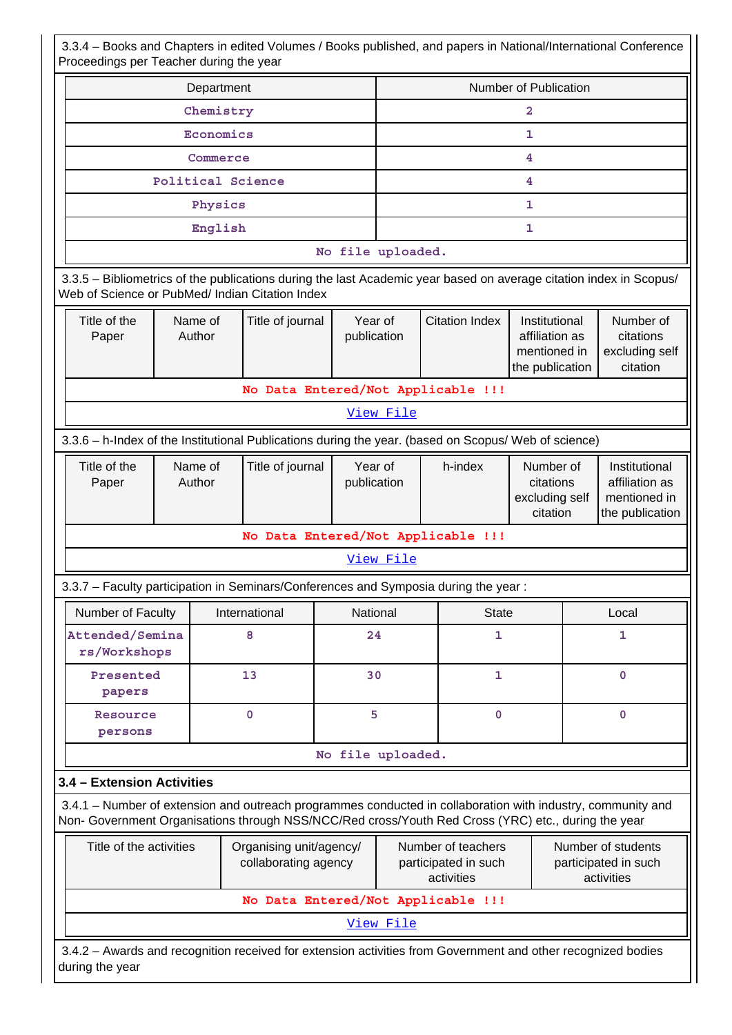3.3.4 – Books and Chapters in edited Volumes / Books published, and papers in National/International Conference Proceedings per Teacher during the year

| Department | Number of Publication |
|---|---|
| Chemistry | 2 |
| Economics | 1 |
| Commerce | 4 |
| Political Science | 4 |
| Physics | 1 |
| English | 1 |
| No file uploaded. | |

3.3.5 – Bibliometrics of the publications during the last Academic year based on average citation index in Scopus/ Web of Science or PubMed/ Indian Citation Index

| Title of the Paper | Name of Author | Title of journal | Year of publication | Citation Index | Institutional affiliation as mentioned in the publication | Number of citations excluding self citation |
|---|---|---|---|---|---|---|
| No Data Entered/Not Applicable !!! | | | | | | |
| View File | | | | | | |

3.3.6 – h-Index of the Institutional Publications during the year. (based on Scopus/ Web of science)

| Title of the Paper | Name of Author | Title of journal | Year of publication | h-index | Number of citations excluding self citation | Institutional affiliation as mentioned in the publication |
|---|---|---|---|---|---|---|
| No Data Entered/Not Applicable !!! | | | | | | |
| View File | | | | | | |

3.3.7 – Faculty participation in Seminars/Conferences and Symposia during the year :

| Number of Faculty | International | National | State | Local |
|---|---|---|---|---|
| Attended/Seminars/Workshops | 8 | 24 | 1 | 1 |
| Presented papers | 13 | 30 | 1 | 0 |
| Resource persons | 0 | 5 | 0 | 0 |
| No file uploaded. | | | | |

## 3.4 – Extension Activities

3.4.1 – Number of extension and outreach programmes conducted in collaboration with industry, community and Non- Government Organisations through NSS/NCC/Red cross/Youth Red Cross (YRC) etc., during the year

| Title of the activities | Organising unit/agency/ collaborating agency | Number of teachers participated in such activities | Number of students participated in such activities |
|---|---|---|---|
| No Data Entered/Not Applicable !!! | | | |
| View File | | | |

3.4.2 – Awards and recognition received for extension activities from Government and other recognized bodies during the year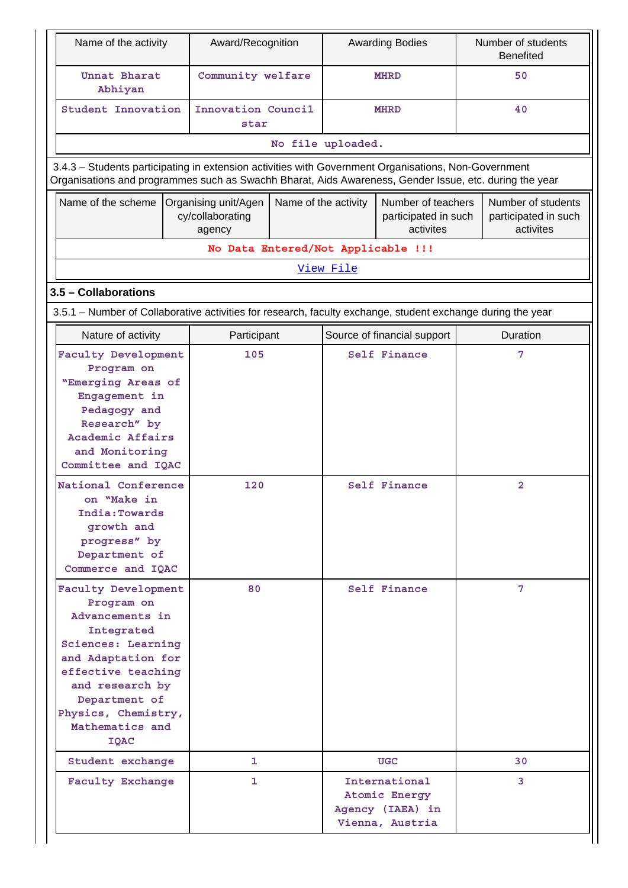| Name of the activity | Award/Recognition | Awarding Bodies | Number of students Benefited |
|---|---|---|---|
| Unnat Bharat Abhiyan | Community welfare | MHRD | 50 |
| Student Innovation | Innovation Council star | MHRD | 40 |
| No file uploaded. | | | |

3.4.3 – Students participating in extension activities with Government Organisations, Non-Government Organisations and programmes such as Swachh Bharat, Aids Awareness, Gender Issue, etc. during the year

| Name of the scheme | Organising unit/Agency/collaborating agency | Name of the activity | Number of teachers participated in such activites | Number of students participated in such activites |
|---|---|---|---|---|
| No Data Entered/Not Applicable !!! | | | | |
| View File | | | | |

### 3.5 – Collaborations

3.5.1 – Number of Collaborative activities for research, faculty exchange, student exchange during the year

| Nature of activity | Participant | Source of financial support | Duration |
|---|---|---|---|
| Faculty Development Program on "Emerging Areas of Engagement in Pedagogy and Research" by Academic Affairs and Monitoring Committee and IQAC | 105 | Self Finance | 7 |
| National Conference on "Make in India:Towards growth and progress" by Department of Commerce and IQAC | 120 | Self Finance | 2 |
| Faculty Development Program on Advancements in Integrated Sciences: Learning and Adaptation for effective teaching and research by Department of Physics, Chemistry, Mathematics and IQAC | 80 | Self Finance | 7 |
| Student exchange | 1 | UGC | 30 |
| Faculty Exchange | 1 | International Atomic Energy Agency (IAEA) in Vienna, Austria | 3 |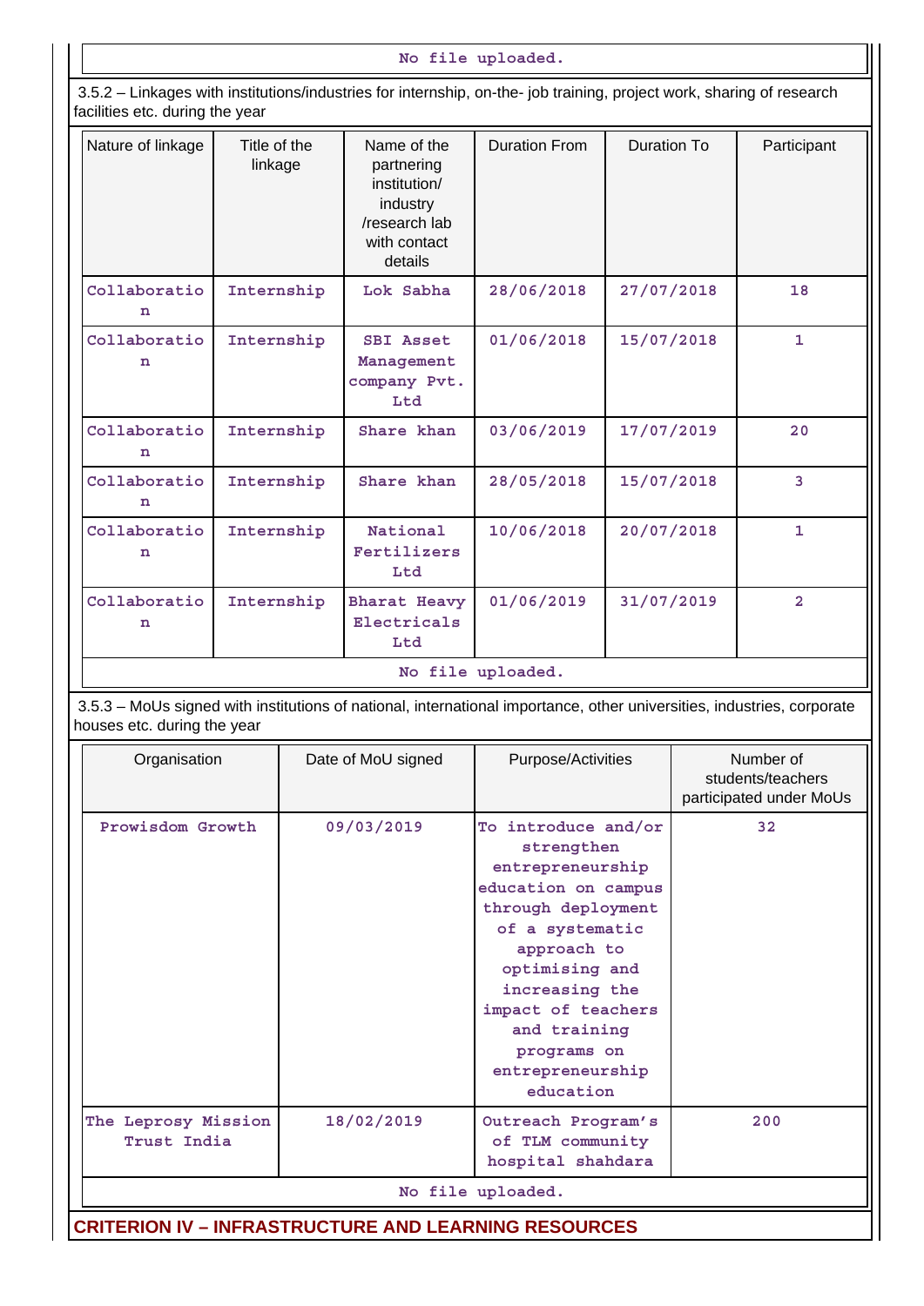No file uploaded.

3.5.2 – Linkages with institutions/industries for internship, on-the- job training, project work, sharing of research facilities etc. during the year

| Nature of linkage | Title of the linkage | Name of the partnering institution/ industry /research lab with contact details | Duration From | Duration To | Participant |
|---|---|---|---|---|---|
| Collaboration | Internship | Lok Sabha | 28/06/2018 | 27/07/2018 | 18 |
| Collaboration | Internship | SBI Asset Management company Pvt. Ltd | 01/06/2018 | 15/07/2018 | 1 |
| Collaboration | Internship | Share khan | 03/06/2019 | 17/07/2019 | 20 |
| Collaboration | Internship | Share khan | 28/05/2018 | 15/07/2018 | 3 |
| Collaboration | Internship | National Fertilizers Ltd | 10/06/2018 | 20/07/2018 | 1 |
| Collaboration | Internship | Bharat Heavy Electricals Ltd | 01/06/2019 | 31/07/2019 | 2 |

No file uploaded.

3.5.3 – MoUs signed with institutions of national, international importance, other universities, industries, corporate houses etc. during the year

| Organisation | Date of MoU signed | Purpose/Activities | Number of students/teachers participated under MoUs |
|---|---|---|---|
| Prowisdom Growth | 09/03/2019 | To introduce and/or strengthen entrepreneurship education on campus through deployment of a systematic approach to optimising and increasing the impact of teachers and training programs on entrepreneurship education | 32 |
| The Leprosy Mission Trust India | 18/02/2019 | Outreach Program's of TLM community hospital shahdara | 200 |

No file uploaded.

## CRITERION IV – INFRASTRUCTURE AND LEARNING RESOURCES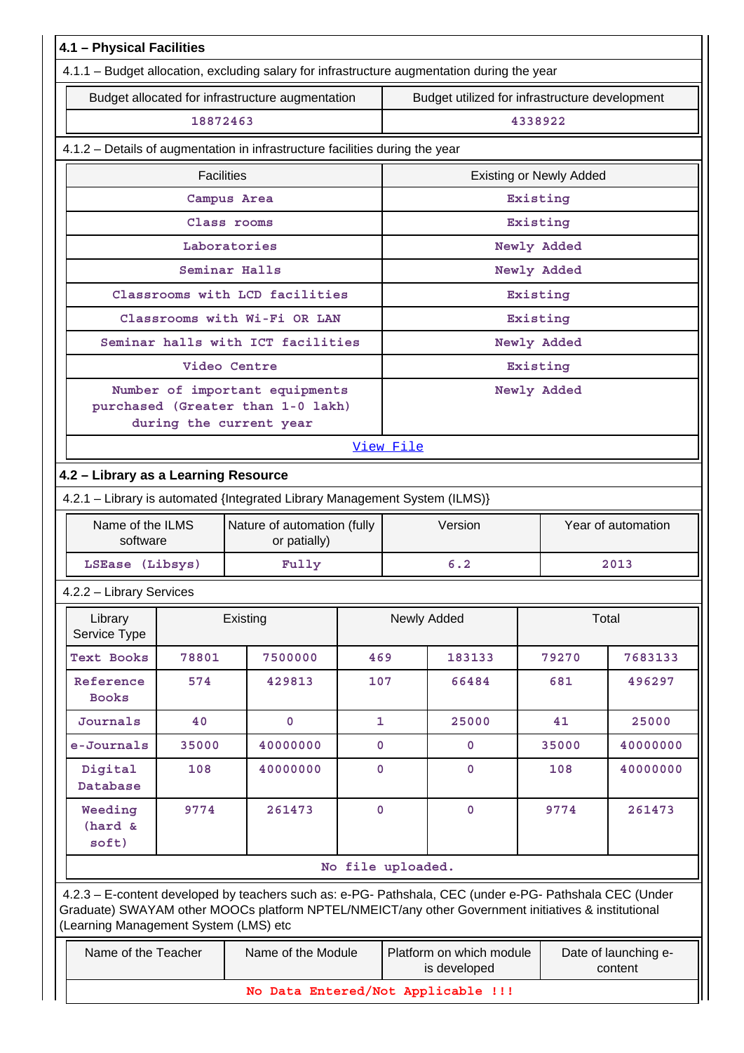## 4.1 – Physical Facilities

4.1.1 – Budget allocation, excluding salary for infrastructure augmentation during the year

| Budget allocated for infrastructure augmentation | Budget utilized for infrastructure development |
|---|---|
| 18872463 | 4338922 |

4.1.2 – Details of augmentation in infrastructure facilities during the year

| Facilities | Existing or Newly Added |
|---|---|
| Campus Area | Existing |
| Class rooms | Existing |
| Laboratories | Newly Added |
| Seminar Halls | Newly Added |
| Classrooms with LCD facilities | Existing |
| Classrooms with Wi-Fi OR LAN | Existing |
| Seminar halls with ICT facilities | Newly Added |
| Video Centre | Existing |
| Number of important equipments purchased (Greater than 1-0 lakh) during the current year | Newly Added |

View File

## 4.2 – Library as a Learning Resource

4.2.1 – Library is automated {Integrated Library Management System (ILMS)}

| Name of the ILMS software | Nature of automation (fully or patially) | Version | Year of automation |
|---|---|---|---|
| LSEase (Libsys) | Fully | 6.2 | 2013 |

4.2.2 – Library Services

| Library Service Type | Existing | | Newly Added | | Total | |
|---|---|---|---|---|---|---|
| Text Books | 78801 | 7500000 | 469 | 183133 | 79270 | 7683133 |
| Reference Books | 574 | 429813 | 107 | 66484 | 681 | 496297 |
| Journals | 40 | 0 | 1 | 25000 | 41 | 25000 |
| e-Journals | 35000 | 40000000 | 0 | 0 | 35000 | 40000000 |
| Digital Database | 108 | 40000000 | 0 | 0 | 108 | 40000000 |
| Weeding (hard & soft) | 9774 | 261473 | 0 | 0 | 9774 | 261473 |

No file uploaded.

4.2.3 – E-content developed by teachers such as: e-PG- Pathshala, CEC (under e-PG- Pathshala CEC (Under Graduate) SWAYAM other MOOCs platform NPTEL/NMEICT/any other Government initiatives & institutional (Learning Management System (LMS) etc

| Name of the Teacher | Name of the Module | Platform on which module is developed | Date of launching e-content |
|---|---|---|---|
| No Data Entered/Not Applicable !!! | | | |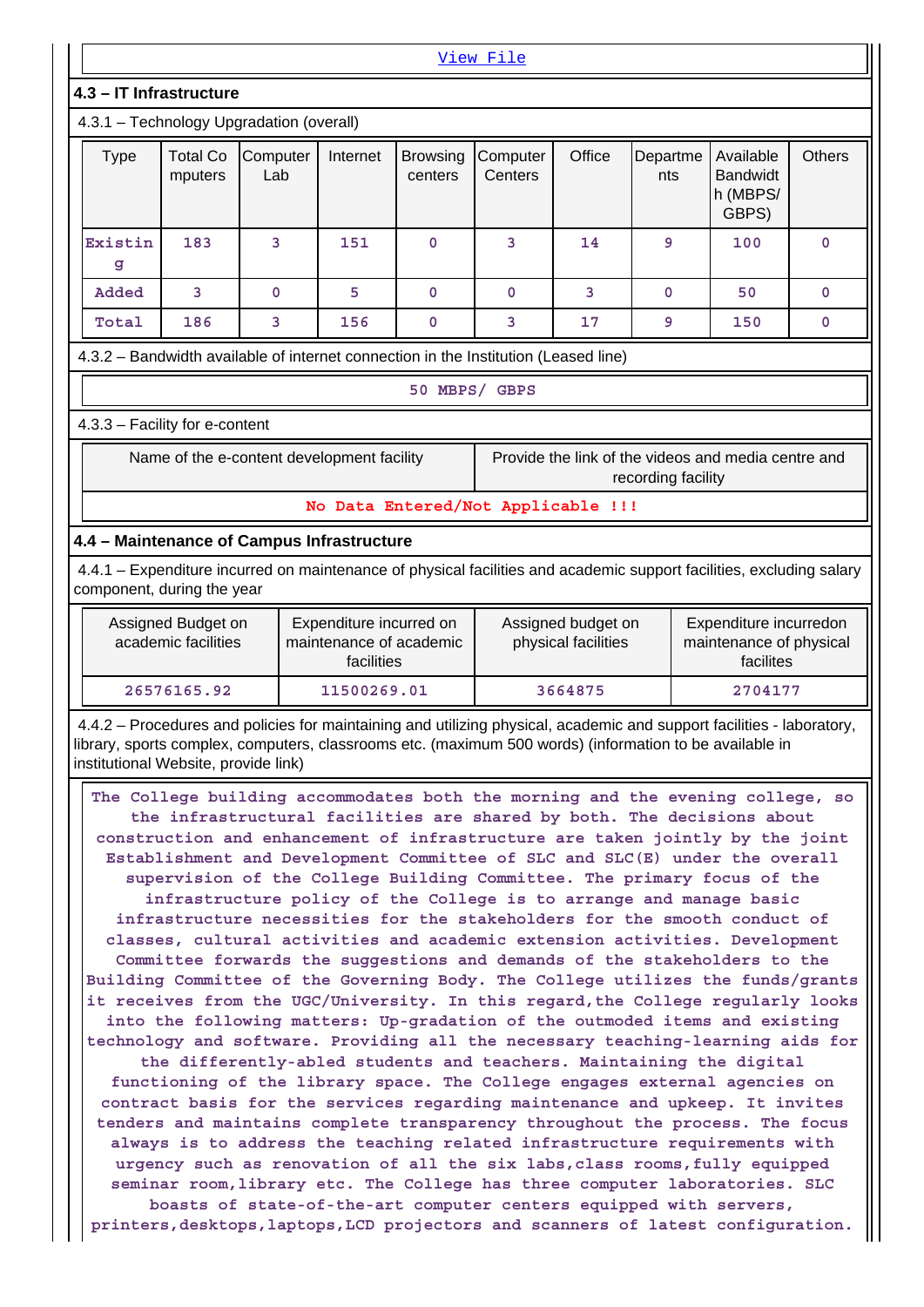View File

### 4.3 – IT Infrastructure

4.3.1 – Technology Upgradation (overall)

| Type | Total Computers | Computer Lab | Internet | Browsing centers | Computer Centers | Office | Departments | Available Bandwidth (MBPS/ GBPS) | Others |
|---|---|---|---|---|---|---|---|---|---|
| Existing | 183 | 3 | 151 | 0 | 3 | 14 | 9 | 100 | 0 |
| Added | 3 | 0 | 5 | 0 | 0 | 3 | 0 | 50 | 0 |
| Total | 186 | 3 | 156 | 0 | 3 | 17 | 9 | 150 | 0 |

4.3.2 – Bandwidth available of internet connection in the Institution (Leased line)

50 MBPS/ GBPS

4.3.3 – Facility for e-content

| Name of the e-content development facility | Provide the link of the videos and media centre and recording facility |
|---|---|
| No Data Entered/Not Applicable !!! | |

### 4.4 – Maintenance of Campus Infrastructure

4.4.1 – Expenditure incurred on maintenance of physical facilities and academic support facilities, excluding salary component, during the year

| Assigned Budget on academic facilities | Expenditure incurred on maintenance of academic facilities | Assigned budget on physical facilities | Expenditure incurredon maintenance of physical facilites |
|---|---|---|---|
| 26576165.92 | 11500269.01 | 3664875 | 2704177 |

4.4.2 – Procedures and policies for maintaining and utilizing physical, academic and support facilities - laboratory, library, sports complex, computers, classrooms etc. (maximum 500 words) (information to be available in institutional Website, provide link)

The College building accommodates both the morning and the evening college, so the infrastructural facilities are shared by both. The decisions about construction and enhancement of infrastructure are taken jointly by the joint Establishment and Development Committee of SLC and SLC(E) under the overall supervision of the College Building Committee. The primary focus of the infrastructure policy of the College is to arrange and manage basic infrastructure necessities for the stakeholders for the smooth conduct of classes, cultural activities and academic extension activities. Development Committee forwards the suggestions and demands of the stakeholders to the Building Committee of the Governing Body. The College utilizes the funds/grants it receives from the UGC/University. In this regard,the College regularly looks into the following matters: Up-gradation of the outmoded items and existing technology and software. Providing all the necessary teaching-learning aids for the differently-abled students and teachers. Maintaining the digital functioning of the library space. The College engages external agencies on contract basis for the services regarding maintenance and upkeep. It invites tenders and maintains complete transparency throughout the process. The focus always is to address the teaching related infrastructure requirements with urgency such as renovation of all the six labs,class rooms,fully equipped seminar room,library etc. The College has three computer laboratories. SLC boasts of state-of-the-art computer centers equipped with servers, printers,desktops,laptops,LCD projectors and scanners of latest configuration.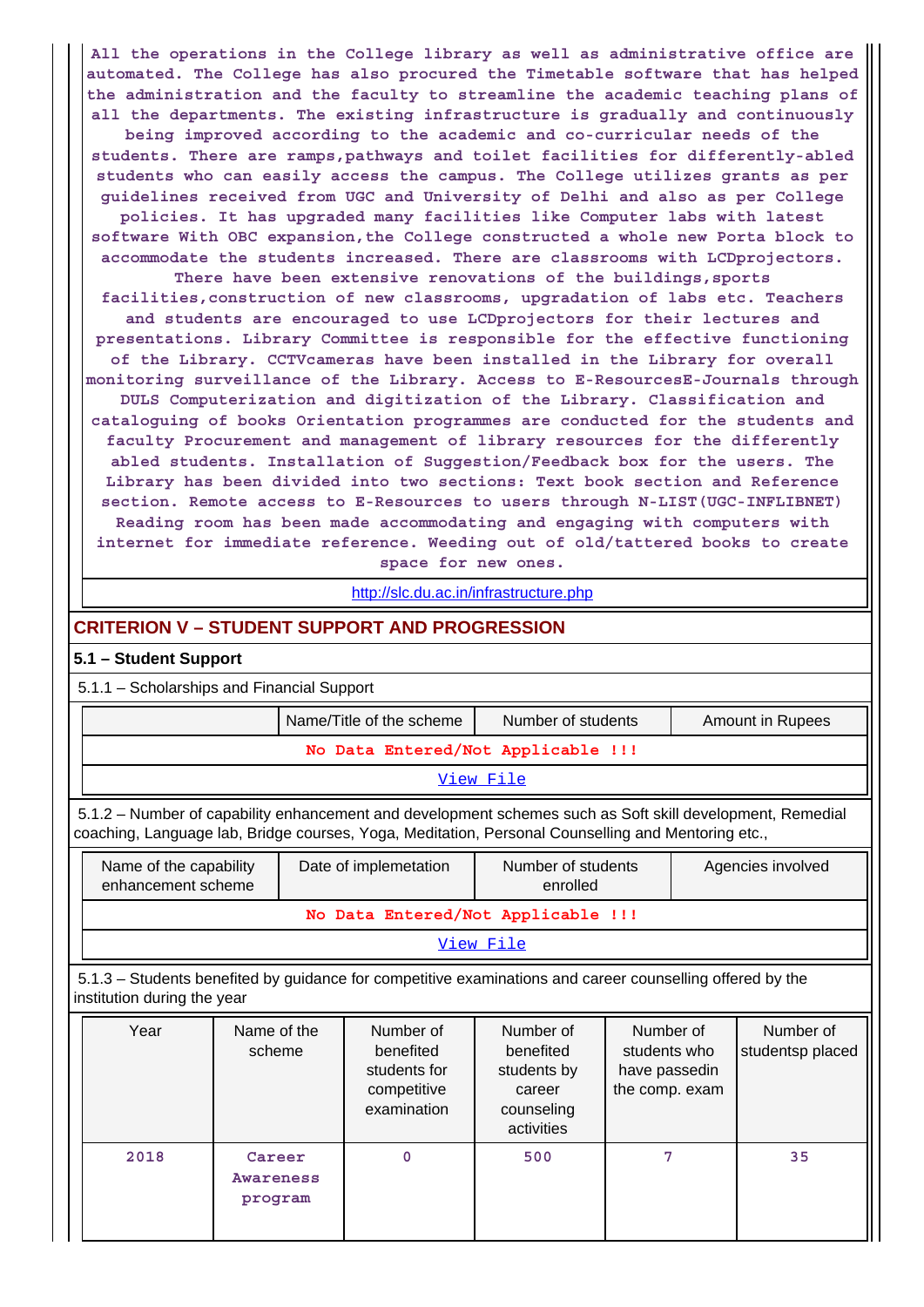All the operations in the College library as well as administrative office are automated. The College has also procured the Timetable software that has helped the administration and the faculty to streamline the academic teaching plans of all the departments. The existing infrastructure is gradually and continuously being improved according to the academic and co-curricular needs of the students. There are ramps,pathways and toilet facilities for differently-abled students who can easily access the campus. The College utilizes grants as per guidelines received from UGC and University of Delhi and also as per College policies. It has upgraded many facilities like Computer labs with latest software With OBC expansion,the College constructed a whole new Porta block to accommodate the students increased. There are classrooms with LCDprojectors. There have been extensive renovations of the buildings,sports facilities,construction of new classrooms, upgradation of labs etc. Teachers and students are encouraged to use LCDprojectors for their lectures and presentations. Library Committee is responsible for the effective functioning of the Library. CCTVcameras have been installed in the Library for overall monitoring surveillance of the Library. Access to E-ResourcesE-Journals through DULS Computerization and digitization of the Library. Classification and cataloguing of books Orientation programmes are conducted for the students and faculty Procurement and management of library resources for the differently abled students. Installation of Suggestion/Feedback box for the users. The Library has been divided into two sections: Text book section and Reference section. Remote access to E-Resources to users through N-LIST(UGC-INFLIBNET) Reading room has been made accommodating and engaging with computers with internet for immediate reference. Weeding out of old/tattered books to create space for new ones.

http://slc.du.ac.in/infrastructure.php

## CRITERION V – STUDENT SUPPORT AND PROGRESSION

### 5.1 – Student Support

5.1.1 – Scholarships and Financial Support

| | Name/Title of the scheme | Number of students | Amount in Rupees |
|---|---|---|---|
| No Data Entered/Not Applicable !!! | | | |
| View File | | | |

5.1.2 – Number of capability enhancement and development schemes such as Soft skill development, Remedial coaching, Language lab, Bridge courses, Yoga, Meditation, Personal Counselling and Mentoring etc.,

| Name of the capability enhancement scheme | Date of implemetation | Number of students enrolled | Agencies involved |
|---|---|---|---|
| No Data Entered/Not Applicable !!! | | | |
| View File | | | |

5.1.3 – Students benefited by guidance for competitive examinations and career counselling offered by the institution during the year

| Year | Name of the scheme | Number of benefited students for competitive examination | Number of benefited students by career counseling activities | Number of students who have passedin the comp. exam | Number of studentsp placed |
|---|---|---|---|---|---|
| 2018 | Career Awareness program | 0 | 500 | 7 | 35 |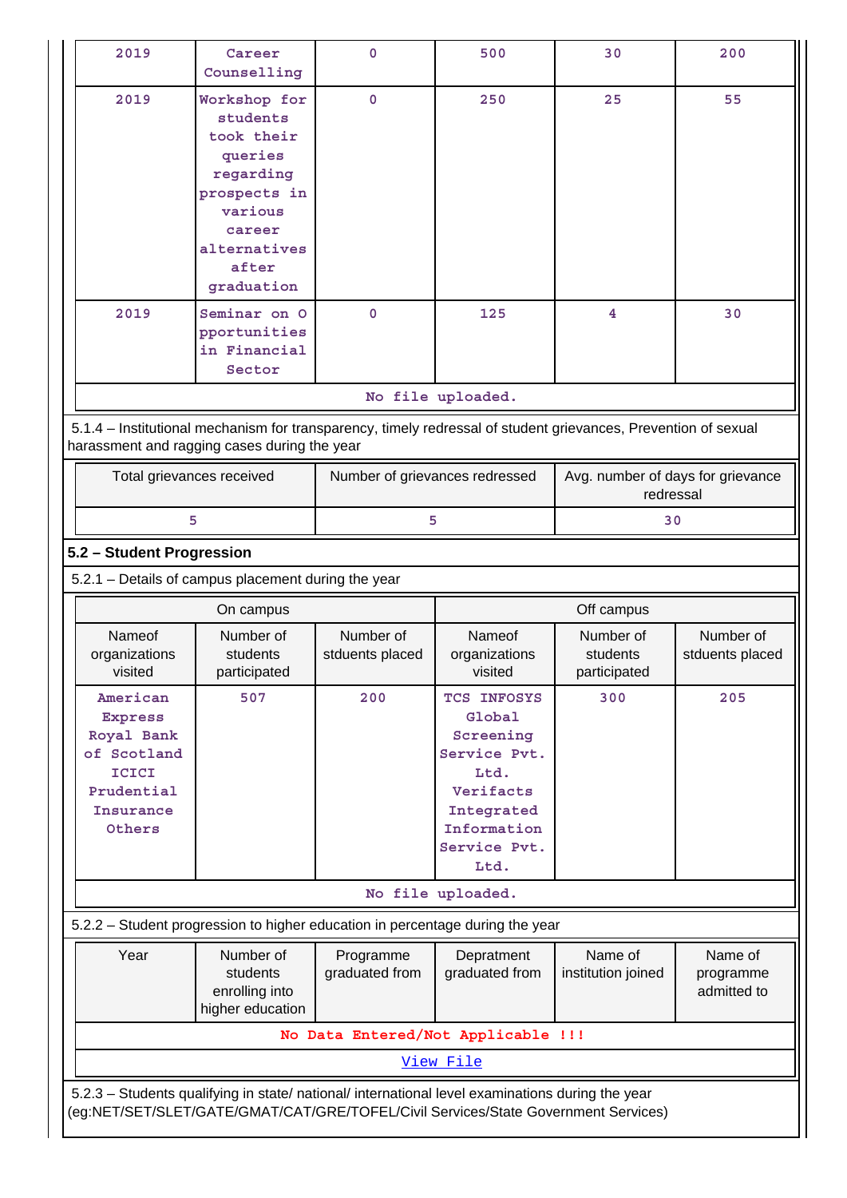| 2019 | Career Counselling | 0 | 500 | 30 | 200 |
|---|---|---|---|---|---|
| 2019 | Workshop for students took their queries regarding prospects in various career alternatives after graduation | 0 | 250 | 25 | 55 |
| 2019 | Seminar on O pportunities in Financial Sector | 0 | 125 | 4 | 30 |
| No file uploaded. | | | | | |

5.1.4 – Institutional mechanism for transparency, timely redressal of student grievances, Prevention of sexual harassment and ragging cases during the year

| Total grievances received | Number of grievances redressed | Avg. number of days for grievance redressal |
|---|---|---|
| 5 | 5 | 30 |

## 5.2 – Student Progression

5.2.1 – Details of campus placement during the year

| On campus | | | Off campus | | |
|---|---|---|---|---|---|
| Nameof organizations visited | Number of students participated | Number of stduents placed | Nameof organizations visited | Number of students participated | Number of stduents placed |
| American Express Royal Bank of Scotland ICICI Prudential Insurance Others | 507 | 200 | TCS INFOSYS Global Screening Service Pvt. Ltd. Verifacts Integrated Information Service Pvt. Ltd. | 300 | 205 |
| No file uploaded. | | | | | |

5.2.2 – Student progression to higher education in percentage during the year

| Year | Number of students enrolling into higher education | Programme graduated from | Depratment graduated from | Name of institution joined | Name of programme admitted to |
|---|---|---|---|---|---|
| No Data Entered/Not Applicable !!! | | | | | |
| View File | | | | | |

5.2.3 – Students qualifying in state/ national/ international level examinations during the year (eg:NET/SET/SLET/GATE/GMAT/CAT/GRE/TOFEL/Civil Services/State Government Services)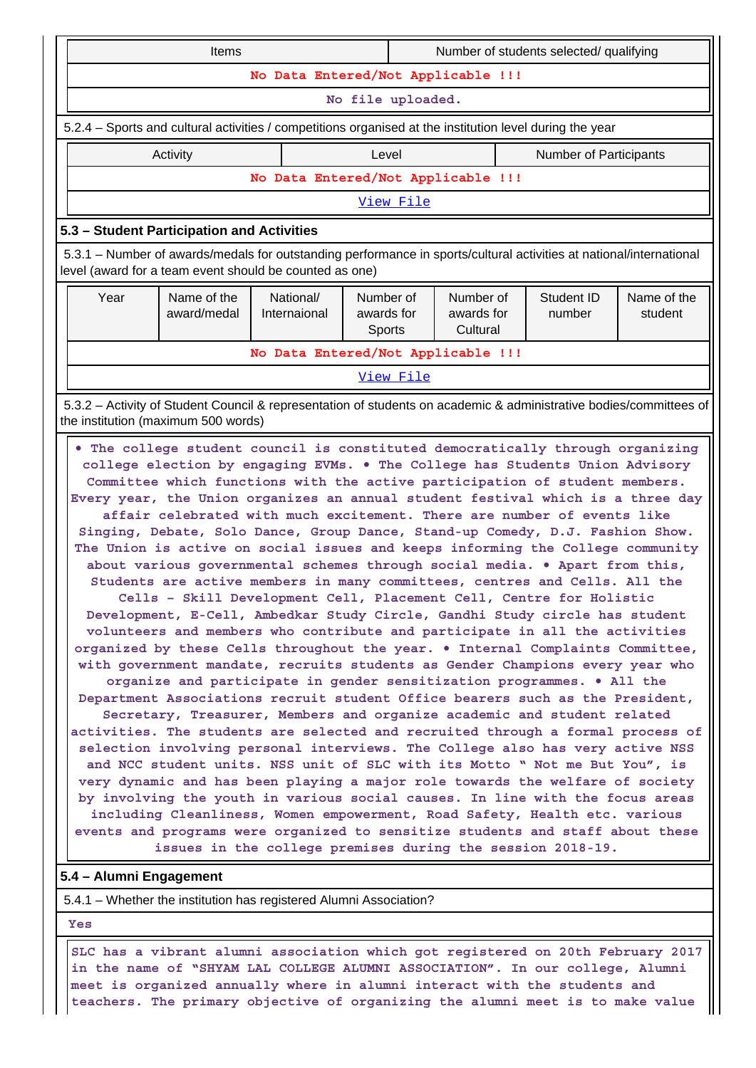| Items | Number of students selected/ qualifying |
|---|---|
| No Data Entered/Not Applicable !!! | |
| No file uploaded. | |

5.2.4 – Sports and cultural activities / competitions organised at the institution level during the year

| Activity | Level | Number of Participants |
|---|---|---|
| No Data Entered/Not Applicable !!! | | |
| View File | | |

## 5.3 – Student Participation and Activities

5.3.1 – Number of awards/medals for outstanding performance in sports/cultural activities at national/international level (award for a team event should be counted as one)

| Year | Name of the award/medal | National/ Internaional | Number of awards for Sports | Number of awards for Cultural | Student ID number | Name of the student |
|---|---|---|---|---|---|---|
| No Data Entered/Not Applicable !!! | | | | | | |
| View File | | | | | | |

5.3.2 – Activity of Student Council & representation of students on academic & administrative bodies/committees of the institution (maximum 500 words)

• The college student council is constituted democratically through organizing college election by engaging EVMs. • The College has Students Union Advisory Committee which functions with the active participation of student members. Every year, the Union organizes an annual student festival which is a three day affair celebrated with much excitement. There are number of events like Singing, Debate, Solo Dance, Group Dance, Stand-up Comedy, D.J. Fashion Show. The Union is active on social issues and keeps informing the College community about various governmental schemes through social media. • Apart from this, Students are active members in many committees, centres and Cells. All the Cells - Skill Development Cell, Placement Cell, Centre for Holistic Development, E-Cell, Ambedkar Study Circle, Gandhi Study circle has student volunteers and members who contribute and participate in all the activities organized by these Cells throughout the year. • Internal Complaints Committee, with government mandate, recruits students as Gender Champions every year who organize and participate in gender sensitization programmes. • All the Department Associations recruit student Office bearers such as the President, Secretary, Treasurer, Members and organize academic and student related activities. The students are selected and recruited through a formal process of selection involving personal interviews. The College also has very active NSS and NCC student units. NSS unit of SLC with its Motto " Not me But You", is very dynamic and has been playing a major role towards the welfare of society by involving the youth in various social causes. In line with the focus areas including Cleanliness, Women empowerment, Road Safety, Health etc. various events and programs were organized to sensitize students and staff about these issues in the college premises during the session 2018-19.

## 5.4 – Alumni Engagement

5.4.1 – Whether the institution has registered Alumni Association?

Yes

SLC has a vibrant alumni association which got registered on 20th February 2017 in the name of "SHYAM LAL COLLEGE ALUMNI ASSOCIATION". In our college, Alumni meet is organized annually where in alumni interact with the students and teachers. The primary objective of organizing the alumni meet is to make value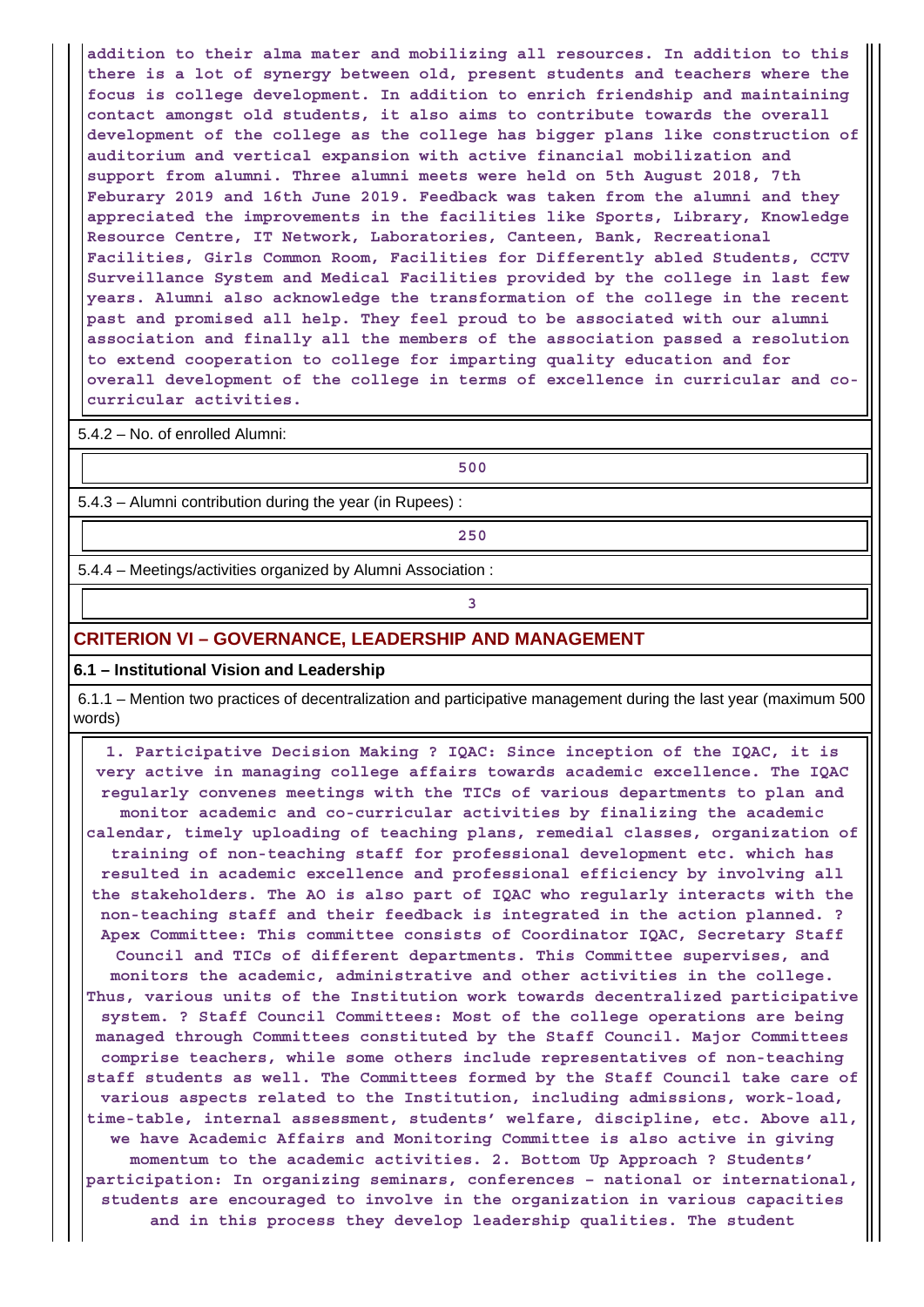addition to their alma mater and mobilizing all resources. In addition to this there is a lot of synergy between old, present students and teachers where the focus is college development. In addition to enrich friendship and maintaining contact amongst old students, it also aims to contribute towards the overall development of the college as the college has bigger plans like construction of auditorium and vertical expansion with active financial mobilization and support from alumni. Three alumni meets were held on 5th August 2018, 7th Feburary 2019 and 16th June 2019. Feedback was taken from the alumni and they appreciated the improvements in the facilities like Sports, Library, Knowledge Resource Centre, IT Network, Laboratories, Canteen, Bank, Recreational Facilities, Girls Common Room, Facilities for Differently abled Students, CCTV Surveillance System and Medical Facilities provided by the college in last few years. Alumni also acknowledge the transformation of the college in the recent past and promised all help. They feel proud to be associated with our alumni association and finally all the members of the association passed a resolution to extend cooperation to college for imparting quality education and for overall development of the college in terms of excellence in curricular and co-curricular activities.

5.4.2 – No. of enrolled Alumni:

500

5.4.3 – Alumni contribution during the year (in Rupees) :

250

5.4.4 – Meetings/activities organized by Alumni Association :

3

## CRITERION VI – GOVERNANCE, LEADERSHIP AND MANAGEMENT

### 6.1 – Institutional Vision and Leadership

6.1.1 – Mention two practices of decentralization and participative management during the last year (maximum 500 words)

1. Participative Decision Making ? IQAC: Since inception of the IQAC, it is very active in managing college affairs towards academic excellence. The IQAC regularly convenes meetings with the TICs of various departments to plan and monitor academic and co-curricular activities by finalizing the academic calendar, timely uploading of teaching plans, remedial classes, organization of training of non-teaching staff for professional development etc. which has resulted in academic excellence and professional efficiency by involving all the stakeholders. The AO is also part of IQAC who regularly interacts with the non-teaching staff and their feedback is integrated in the action planned. ? Apex Committee: This committee consists of Coordinator IQAC, Secretary Staff Council and TICs of different departments. This Committee supervises, and monitors the academic, administrative and other activities in the college. Thus, various units of the Institution work towards decentralized participative system. ? Staff Council Committees: Most of the college operations are being managed through Committees constituted by the Staff Council. Major Committees comprise teachers, while some others include representatives of non-teaching staff students as well. The Committees formed by the Staff Council take care of various aspects related to the Institution, including admissions, work-load, time-table, internal assessment, students' welfare, discipline, etc. Above all, we have Academic Affairs and Monitoring Committee is also active in giving momentum to the academic activities. 2. Bottom Up Approach ? Students' participation: In organizing seminars, conferences – national or international, students are encouraged to involve in the organization in various capacities and in this process they develop leadership qualities. The student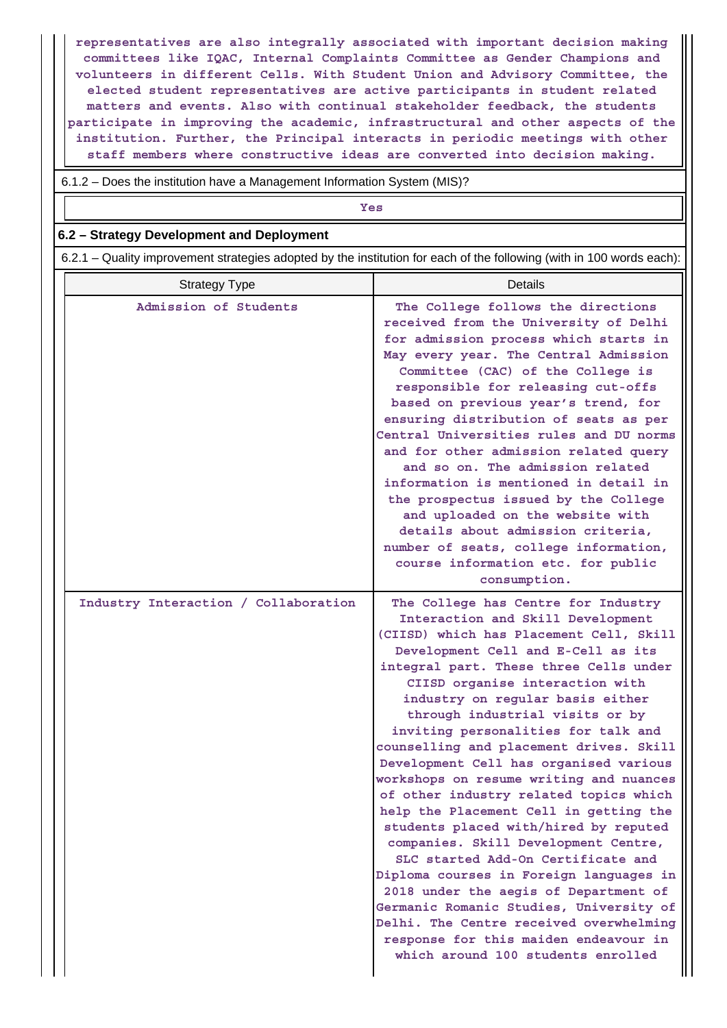representatives are also integrally associated with important decision making committees like IQAC, Internal Complaints Committee as Gender Champions and volunteers in different Cells. With Student Union and Advisory Committee, the elected student representatives are active participants in student related matters and events. Also with continual stakeholder feedback, the students participate in improving the academic, infrastructural and other aspects of the institution. Further, the Principal interacts in periodic meetings with other staff members where constructive ideas are converted into decision making.

6.1.2 – Does the institution have a Management Information System (MIS)?

Yes

**6.2 – Strategy Development and Deployment**

6.2.1 – Quality improvement strategies adopted by the institution for each of the following (with in 100 words each):

| Strategy Type | Details |
|---|---|
| Admission of Students | The College follows the directions received from the University of Delhi for admission process which starts in May every year. The Central Admission Committee (CAC) of the College is responsible for releasing cut-offs based on previous year's trend, for ensuring distribution of seats as per Central Universities rules and DU norms and for other admission related query and so on. The admission related information is mentioned in detail in the prospectus issued by the College and uploaded on the website with details about admission criteria, number of seats, college information, course information etc. for public consumption. |
| Industry Interaction / Collaboration | The College has Centre for Industry Interaction and Skill Development (CIISD) which has Placement Cell, Skill Development Cell and E-Cell as its integral part. These three Cells under CIISD organise interaction with industry on regular basis either through industrial visits or by inviting personalities for talk and counselling and placement drives. Skill Development Cell has organised various workshops on resume writing and nuances of other industry related topics which help the Placement Cell in getting the students placed with/hired by reputed companies. Skill Development Centre, SLC started Add-On Certificate and Diploma courses in Foreign languages in 2018 under the aegis of Department of Germanic Romanic Studies, University of Delhi. The Centre received overwhelming response for this maiden endeavour in which around 100 students enrolled |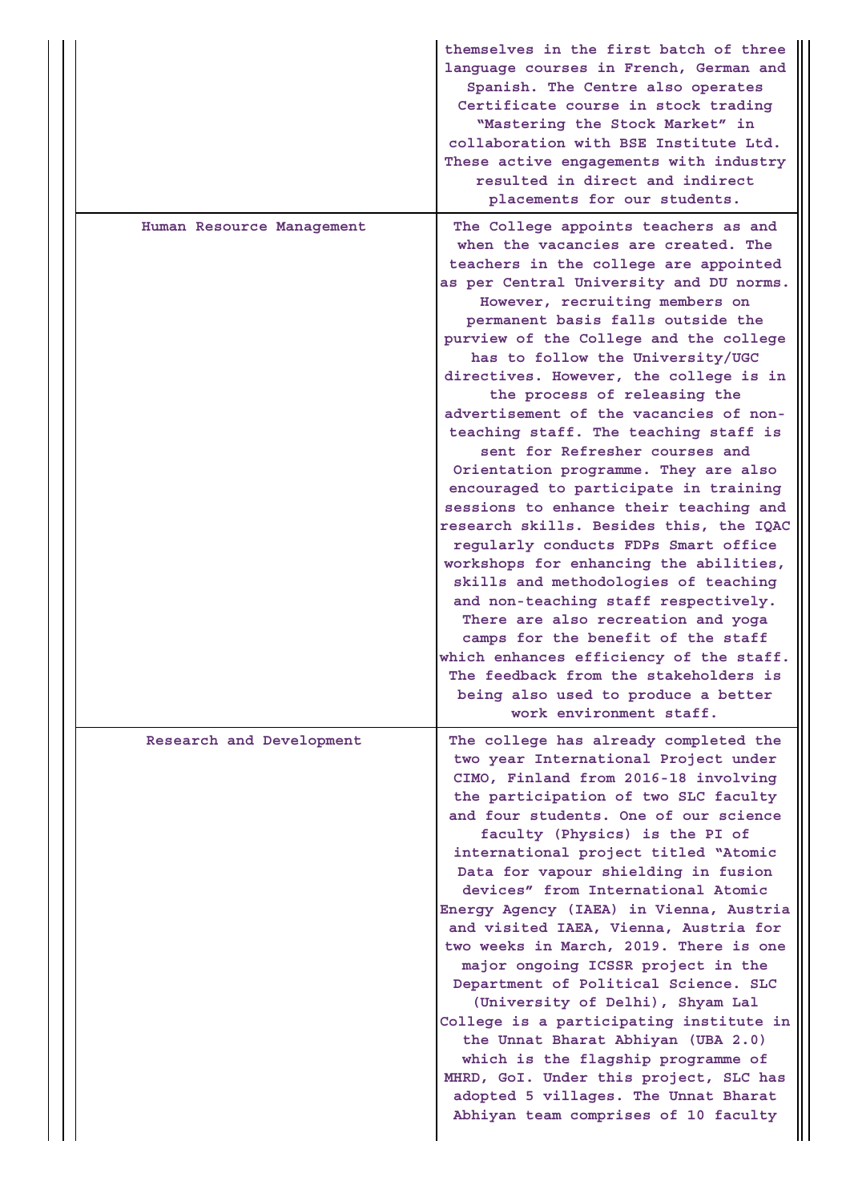| | |
|---|---|
| | themselves in the first batch of three language courses in French, German and Spanish. The Centre also operates Certificate course in stock trading "Mastering the Stock Market" in collaboration with BSE Institute Ltd. These active engagements with industry resulted in direct and indirect placements for our students. |
| Human Resource Management | The College appoints teachers as and when the vacancies are created. The teachers in the college are appointed as per Central University and DU norms. However, recruiting members on permanent basis falls outside the purview of the College and the college has to follow the University/UGC directives. However, the college is in the process of releasing the advertisement of the vacancies of non-teaching staff. The teaching staff is sent for Refresher courses and Orientation programme. They are also encouraged to participate in training sessions to enhance their teaching and research skills. Besides this, the IQAC regularly conducts FDPs Smart office workshops for enhancing the abilities, skills and methodologies of teaching and non-teaching staff respectively. There are also recreation and yoga camps for the benefit of the staff which enhances efficiency of the staff. The feedback from the stakeholders is being also used to produce a better work environment staff. |
| Research and Development | The college has already completed the two year International Project under CIMO, Finland from 2016-18 involving the participation of two SLC faculty and four students. One of our science faculty (Physics) is the PI of international project titled "Atomic Data for vapour shielding in fusion devices" from International Atomic Energy Agency (IAEA) in Vienna, Austria and visited IAEA, Vienna, Austria for two weeks in March, 2019. There is one major ongoing ICSSR project in the Department of Political Science. SLC (University of Delhi), Shyam Lal College is a participating institute in the Unnat Bharat Abhiyan (UBA 2.0) which is the flagship programme of MHRD, GoI. Under this project, SLC has adopted 5 villages. The Unnat Bharat Abhiyan team comprises of 10 faculty |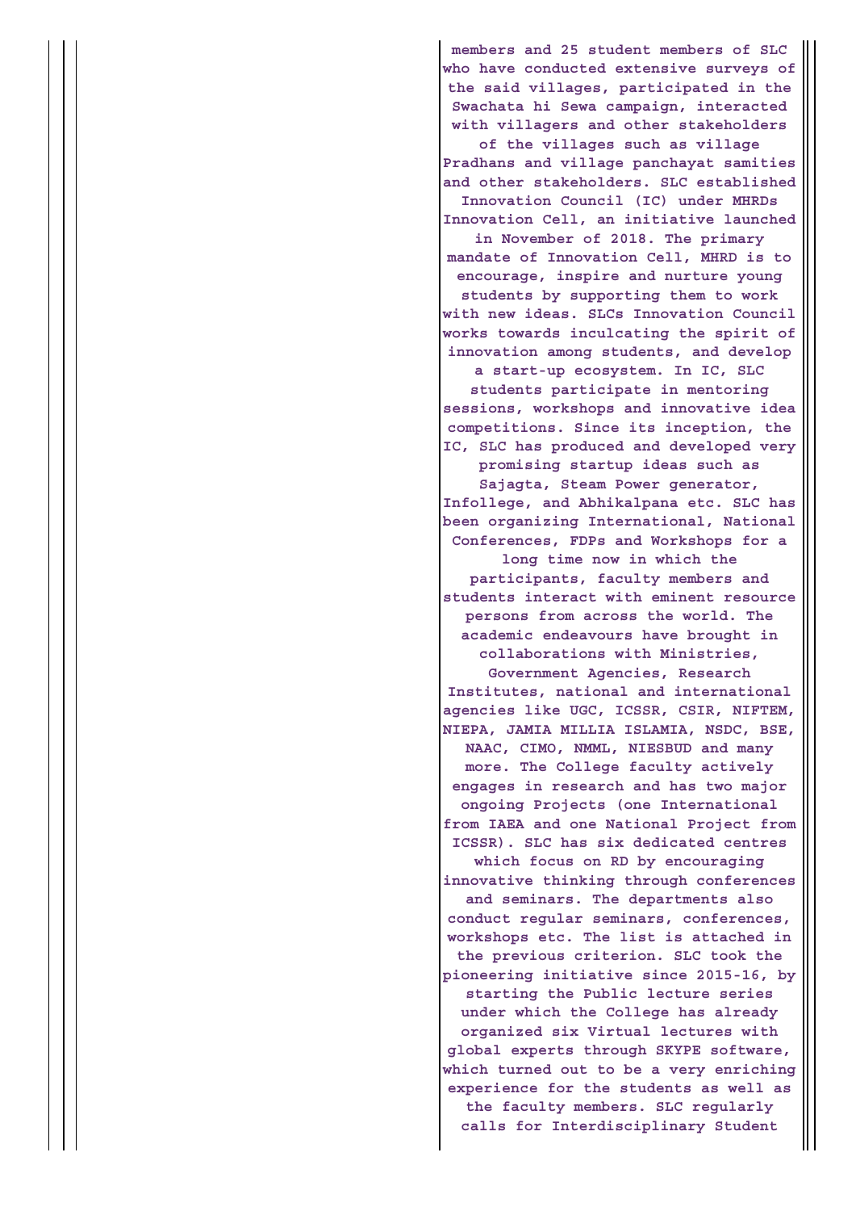members and 25 student members of SLC who have conducted extensive surveys of the said villages, participated in the Swachata hi Sewa campaign, interacted with villagers and other stakeholders of the villages such as village Pradhans and village panchayat samities and other stakeholders. SLC established Innovation Council (IC) under MHRDs Innovation Cell, an initiative launched in November of 2018. The primary mandate of Innovation Cell, MHRD is to encourage, inspire and nurture young students by supporting them to work with new ideas. SLCs Innovation Council works towards inculcating the spirit of innovation among students, and develop a start-up ecosystem. In IC, SLC students participate in mentoring sessions, workshops and innovative idea competitions. Since its inception, the IC, SLC has produced and developed very promising startup ideas such as Sajagta, Steam Power generator, Infollege, and Abhikalpana etc. SLC has been organizing International, National Conferences, FDPs and Workshops for a long time now in which the participants, faculty members and students interact with eminent resource persons from across the world. The academic endeavours have brought in collaborations with Ministries, Government Agencies, Research Institutes, national and international agencies like UGC, ICSSR, CSIR, NIFTEM, NIEPA, JAMIA MILLIA ISLAMIA, NSDC, BSE, NAAC, CIMO, NMML, NIESBUD and many more. The College faculty actively engages in research and has two major ongoing Projects (one International from IAEA and one National Project from ICSSR). SLC has six dedicated centres which focus on RD by encouraging innovative thinking through conferences and seminars. The departments also conduct regular seminars, conferences, workshops etc. The list is attached in the previous criterion. SLC took the pioneering initiative since 2015-16, by starting the Public lecture series under which the College has already organized six Virtual lectures with global experts through SKYPE software, which turned out to be a very enriching experience for the students as well as the faculty members. SLC regularly calls for Interdisciplinary Student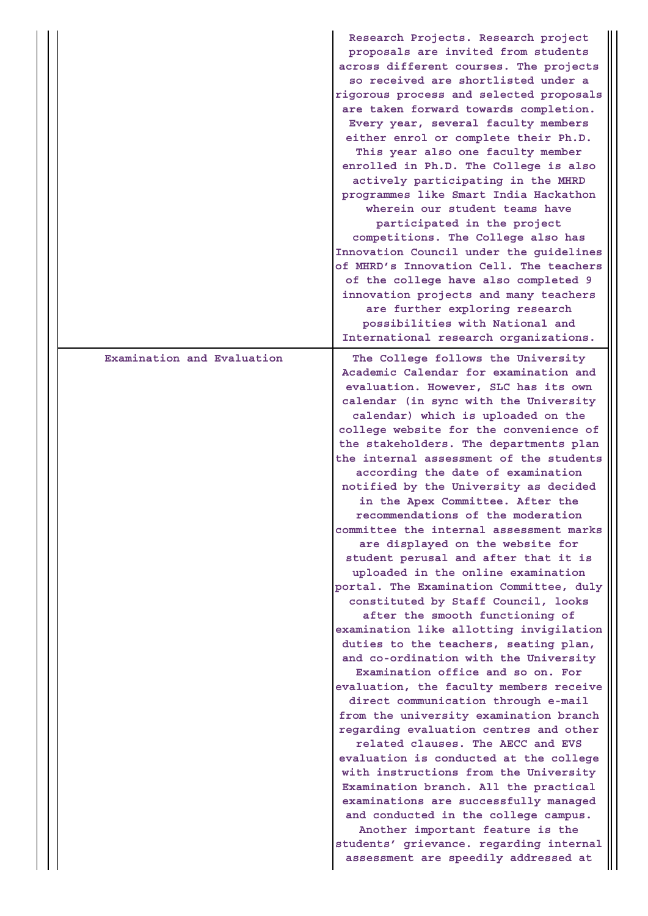| | |
|---|---|
| | Research Projects. Research project proposals are invited from students across different courses. The projects so received are shortlisted under a rigorous process and selected proposals are taken forward towards completion. Every year, several faculty members either enrol or complete their Ph.D. This year also one faculty member enrolled in Ph.D. The College is also actively participating in the MHRD programmes like Smart India Hackathon wherein our student teams have participated in the project competitions. The College also has Innovation Council under the guidelines of MHRD's Innovation Cell. The teachers of the college have also completed 9 innovation projects and many teachers are further exploring research possibilities with National and International research organizations. |
| Examination and Evaluation | The College follows the University Academic Calendar for examination and evaluation. However, SLC has its own calendar (in sync with the University calendar) which is uploaded on the college website for the convenience of the stakeholders. The departments plan the internal assessment of the students according the date of examination notified by the University as decided in the Apex Committee. After the recommendations of the moderation committee the internal assessment marks are displayed on the website for student perusal and after that it is uploaded in the online examination portal. The Examination Committee, duly constituted by Staff Council, looks after the smooth functioning of examination like allotting invigilation duties to the teachers, seating plan, and co-ordination with the University Examination office and so on. For evaluation, the faculty members receive direct communication through e-mail from the university examination branch regarding evaluation centres and other related clauses. The AECC and EVS evaluation is conducted at the college with instructions from the University Examination branch. All the practical examinations are successfully managed and conducted in the college campus. Another important feature is the students' grievance. regarding internal assessment are speedily addressed at |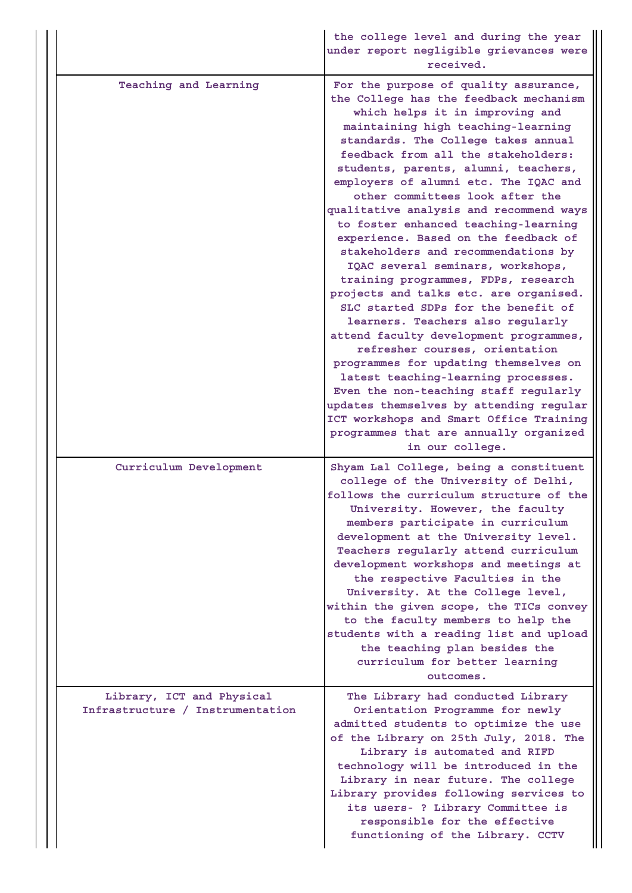| | |
|---|---|
| | the college level and during the year under report negligible grievances were received. |
| Teaching and Learning | For the purpose of quality assurance, the College has the feedback mechanism which helps it in improving and maintaining high teaching-learning standards. The College takes annual feedback from all the stakeholders: students, parents, alumni, teachers, employers of alumni etc. The IQAC and other committees look after the qualitative analysis and recommend ways to foster enhanced teaching-learning experience. Based on the feedback of stakeholders and recommendations by IQAC several seminars, workshops, training programmes, FDPs, research projects and talks etc. are organised. SLC started SDPs for the benefit of learners. Teachers also regularly attend faculty development programmes, refresher courses, orientation programmes for updating themselves on latest teaching-learning processes. Even the non-teaching staff regularly updates themselves by attending regular ICT workshops and Smart Office Training programmes that are annually organized in our college. |
| Curriculum Development | Shyam Lal College, being a constituent college of the University of Delhi, follows the curriculum structure of the University. However, the faculty members participate in curriculum development at the University level. Teachers regularly attend curriculum development workshops and meetings at the respective Faculties in the University. At the College level, within the given scope, the TICs convey to the faculty members to help the students with a reading list and upload the teaching plan besides the curriculum for better learning outcomes. |
| Library, ICT and Physical Infrastructure / Instrumentation | The Library had conducted Library Orientation Programme for newly admitted students to optimize the use of the Library on 25th July, 2018. The Library is automated and RIFD technology will be introduced in the Library in near future. The college Library provides following services to its users- ? Library Committee is responsible for the effective functioning of the Library. CCTV |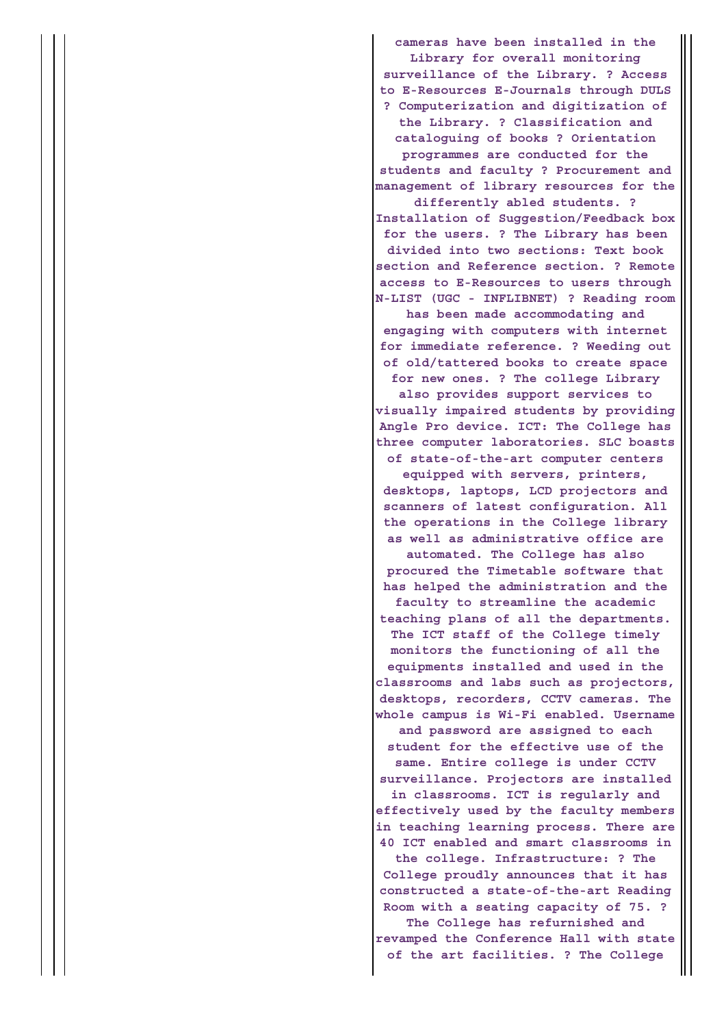| | |
|---|---|
| | cameras have been installed in the Library for overall monitoring surveillance of the Library. ? Access to E-Resources E-Journals through DULS ? Computerization and digitization of the Library. ? Classification and cataloguing of books ? Orientation programmes are conducted for the students and faculty ? Procurement and management of library resources for the differently abled students. ? Installation of Suggestion/Feedback box for the users. ? The Library has been divided into two sections: Text book section and Reference section. ? Remote access to E-Resources to users through N-LIST (UGC - INFLIBNET) ? Reading room has been made accommodating and engaging with computers with internet for immediate reference. ? Weeding out of old/tattered books to create space for new ones. ? The college Library also provides support services to visually impaired students by providing Angle Pro device. ICT: The College has three computer laboratories. SLC boasts of state-of-the-art computer centers equipped with servers, printers, desktops, laptops, LCD projectors and scanners of latest configuration. All the operations in the College library as well as administrative office are automated. The College has also procured the Timetable software that has helped the administration and the faculty to streamline the academic teaching plans of all the departments. The ICT staff of the College timely monitors the functioning of all the equipments installed and used in the classrooms and labs such as projectors, desktops, recorders, CCTV cameras. The whole campus is Wi-Fi enabled. Username and password are assigned to each student for the effective use of the same. Entire college is under CCTV surveillance. Projectors are installed in classrooms. ICT is regularly and effectively used by the faculty members in teaching learning process. There are 40 ICT enabled and smart classrooms in the college. Infrastructure: ? The College proudly announces that it has constructed a state-of-the-art Reading Room with a seating capacity of 75. ? The College has refurnished and revamped the Conference Hall with state of the art facilities. ? The College |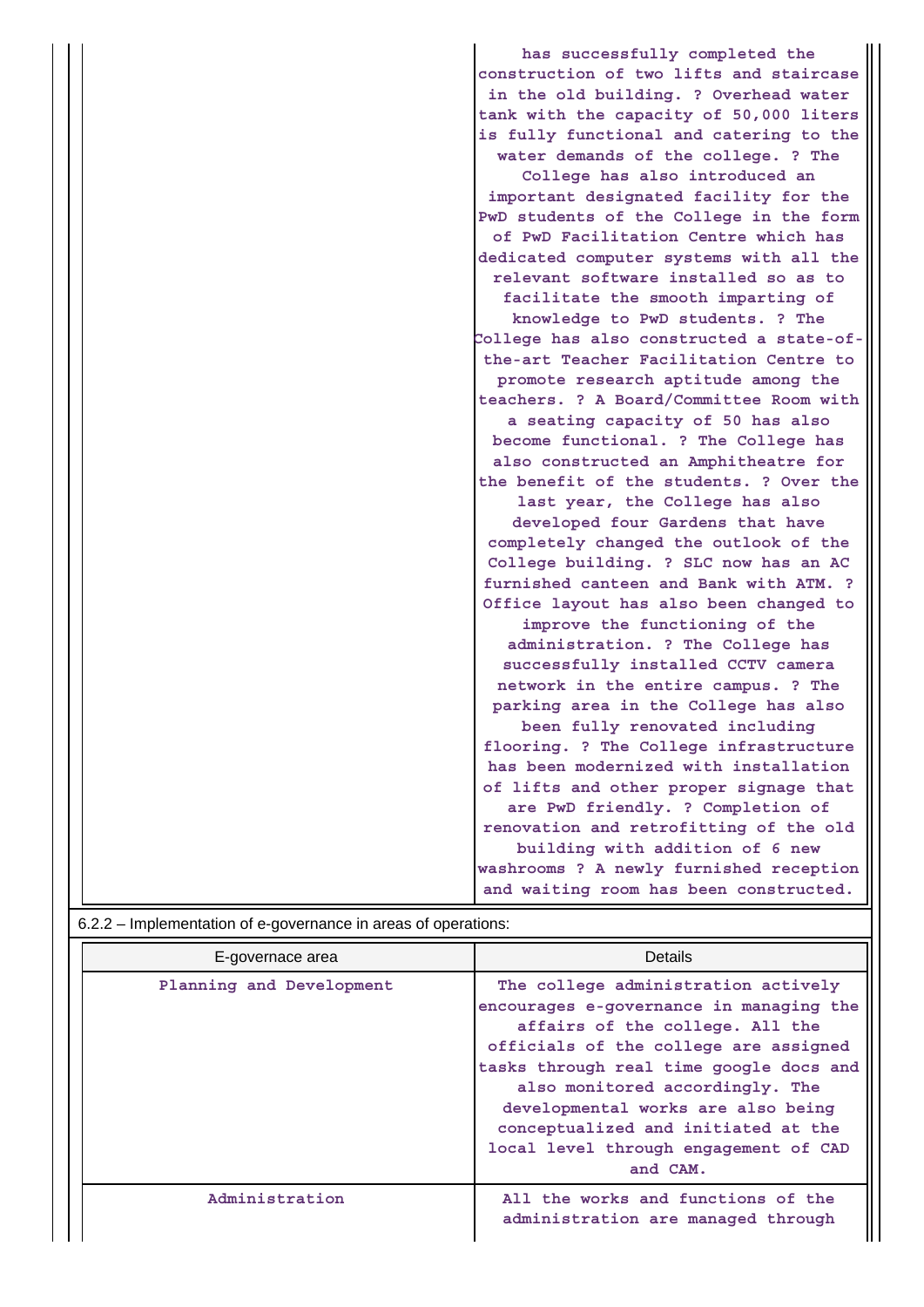| | |
|---|---|
| | has successfully completed the construction of two lifts and staircase in the old building. ? Overhead water tank with the capacity of 50,000 liters is fully functional and catering to the water demands of the college. ? The College has also introduced an important designated facility for the PwD students of the College in the form of PwD Facilitation Centre which has dedicated computer systems with all the relevant software installed so as to facilitate the smooth imparting of knowledge to PwD students. ? The College has also constructed a state-of-the-art Teacher Facilitation Centre to promote research aptitude among the teachers. ? A Board/Committee Room with a seating capacity of 50 has also become functional. ? The College has also constructed an Amphitheatre for the benefit of the students. ? Over the last year, the College has also developed four Gardens that have completely changed the outlook of the College building. ? SLC now has an AC furnished canteen and Bank with ATM. ? Office layout has also been changed to improve the functioning of the administration. ? The College has successfully installed CCTV camera network in the entire campus. ? The parking area in the College has also been fully renovated including flooring. ? The College infrastructure has been modernized with installation of lifts and other proper signage that are PwD friendly. ? Completion of renovation and retrofitting of the old building with addition of 6 new washrooms ? A newly furnished reception and waiting room has been constructed. |

6.2.2 – Implementation of e-governance in areas of operations:

| E-governace area | Details |
|---|---|
| Planning and Development | The college administration actively encourages e-governance in managing the affairs of the college. All the officials of the college are assigned tasks through real time google docs and also monitored accordingly. The developmental works are also being conceptualized and initiated at the local level through engagement of CAD and CAM. |
| Administration | All the works and functions of the administration are managed through |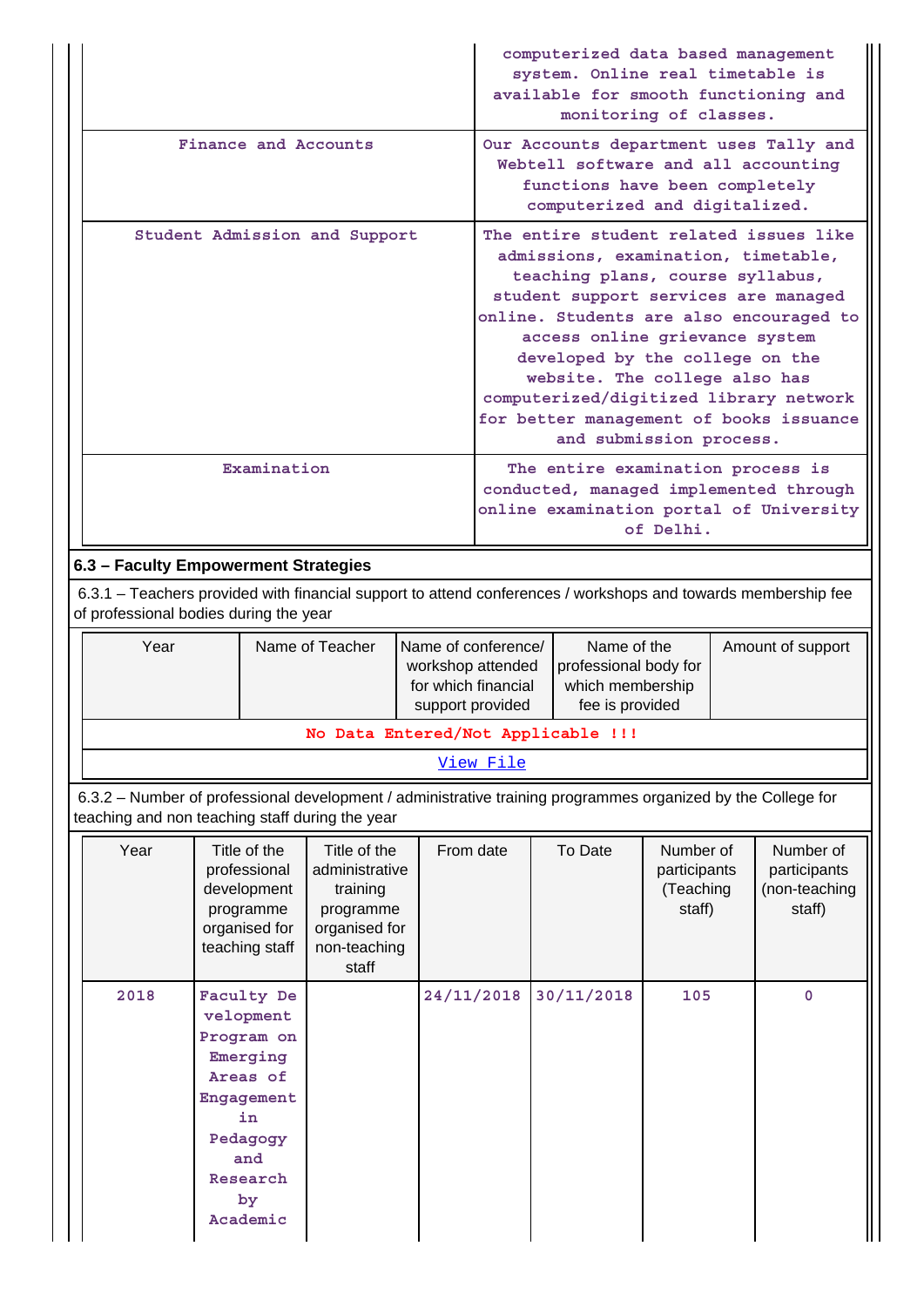| | |
|---|---|
| | computerized data based management system. Online real timetable is available for smooth functioning and monitoring of classes. |
| Finance and Accounts | Our Accounts department uses Tally and Webtell software and all accounting functions have been completely computerized and digitalized. |
| Student Admission and Support | The entire student related issues like admissions, examination, timetable, teaching plans, course syllabus, student support services are managed online. Students are also encouraged to access online grievance system developed by the college on the website. The college also has computerized/digitized library network for better management of books issuance and submission process. |
| Examination | The entire examination process is conducted, managed implemented through online examination portal of University of Delhi. |

### 6.3 – Faculty Empowerment Strategies

6.3.1 – Teachers provided with financial support to attend conferences / workshops and towards membership fee of professional bodies during the year

| Year | Name of Teacher | Name of conference/ workshop attended for which financial support provided | Name of the professional body for which membership fee is provided | Amount of support |
|---|---|---|---|---|
| No Data Entered/Not Applicable !!! | | | | |
| View File | | | | |

6.3.2 – Number of professional development / administrative training programmes organized by the College for teaching and non teaching staff during the year

| Year | Title of the professional development programme organised for teaching staff | Title of the administrative training programme organised for non-teaching staff | From date | To Date | Number of participants (Teaching staff) | Number of participants (non-teaching staff) |
|---|---|---|---|---|---|---|
| 2018 | Faculty Development Program on Emerging Areas of Engagement in Pedagogy and Research by Academic | | 24/11/2018 | 30/11/2018 | 105 | 0 |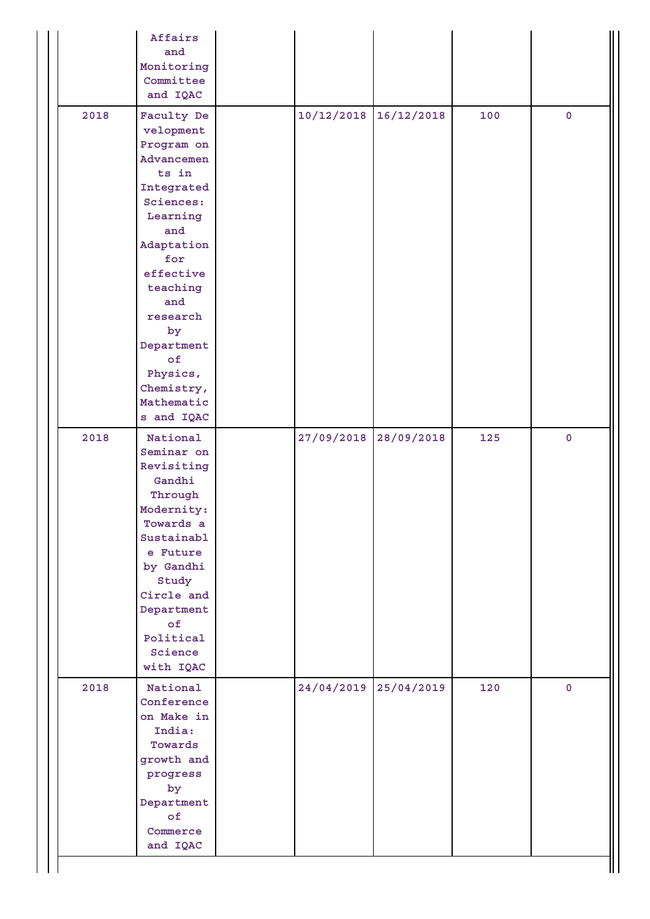| | | | | | | |
|---|---|---|---|---|---|---|
| | Affairs and Monitoring Committee and IQAC | | | | | |
| 2018 | Faculty Development Program on Advancements in Integrated Sciences: Learning and Adaptation for effective teaching and research by Department of Physics, Chemistry, Mathematics and IQAC | | 10/12/2018 | 16/12/2018 | 100 | 0 |
| 2018 | National Seminar on Revisiting Gandhi Through Modernity: Towards a Sustainable Future by Gandhi Study Circle and Department of Political Science with IQAC | | 27/09/2018 | 28/09/2018 | 125 | 0 |
| 2018 | National Conference on Make in India: Towards growth and progress by Department of Commerce and IQAC | | 24/04/2019 | 25/04/2019 | 120 | 0 |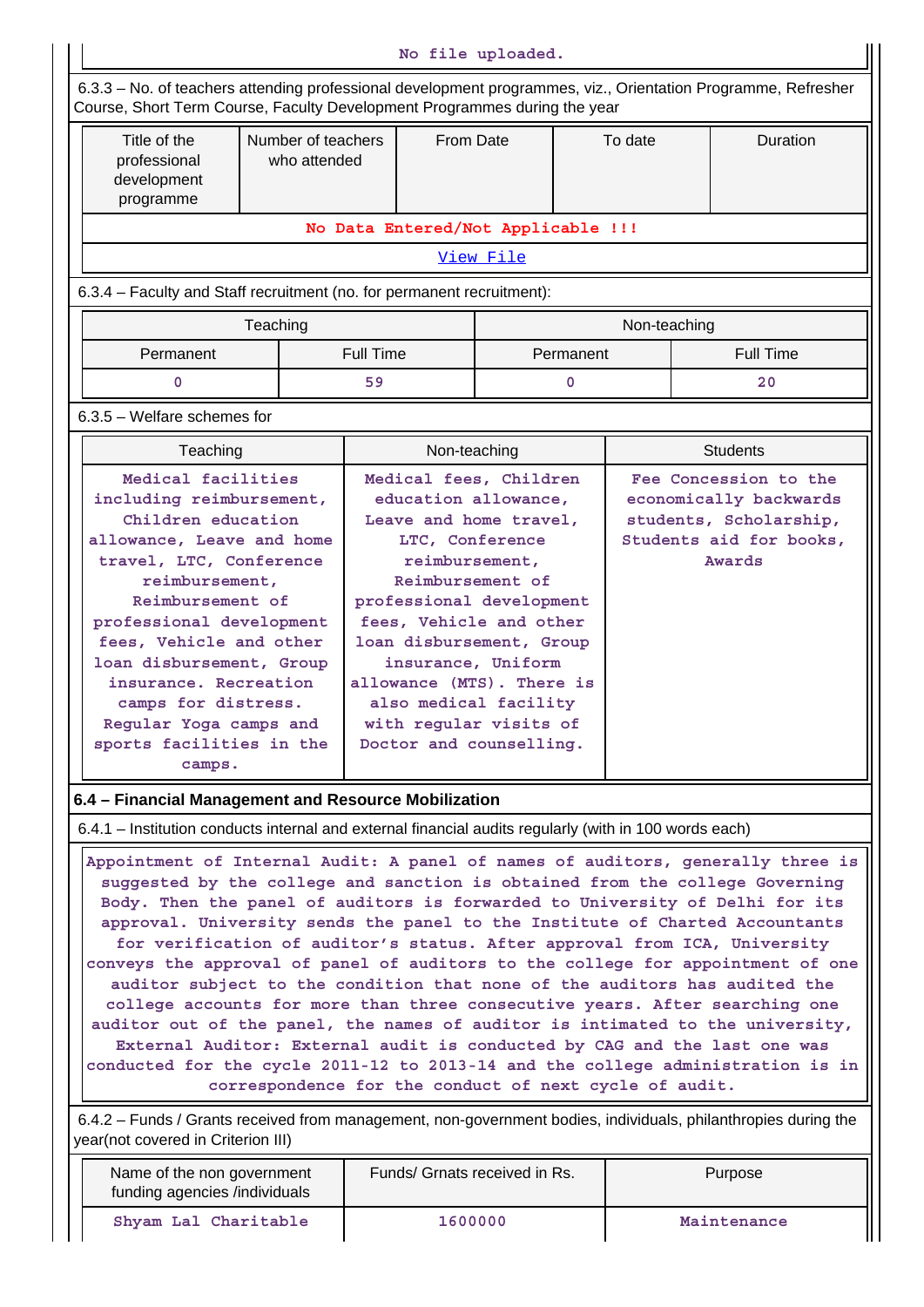No file uploaded.

6.3.3 – No. of teachers attending professional development programmes, viz., Orientation Programme, Refresher Course, Short Term Course, Faculty Development Programmes during the year

| Title of the professional development programme | Number of teachers who attended | From Date | To date | Duration |
|---|---|---|---|---|
| No Data Entered/Not Applicable !!! | | | | |
| View File | | | | |

6.3.4 – Faculty and Staff recruitment (no. for permanent recruitment):

| Teaching | | Non-teaching | |
|---|---|---|---|
| Permanent | Full Time | Permanent | Full Time |
| 0 | 59 | 0 | 20 |

6.3.5 – Welfare schemes for

| Teaching | Non-teaching | Students |
|---|---|---|
| Medical facilities including reimbursement, Children education allowance, Leave and home travel, LTC, Conference reimbursement, Reimbursement of professional development fees, Vehicle and other loan disbursement, Group insurance. Recreation camps for distress. Regular Yoga camps and sports facilities in the camps. | Medical fees, Children education allowance, Leave and home travel, LTC, Conference reimbursement, Reimbursement of professional development fees, Vehicle and other loan disbursement, Group insurance, Uniform allowance (MTS). There is also medical facility with regular visits of Doctor and counselling. | Fee Concession to the economically backwards students, Scholarship, Students aid for books, Awards |

**6.4 – Financial Management and Resource Mobilization**

6.4.1 – Institution conducts internal and external financial audits regularly (with in 100 words each)

Appointment of Internal Audit: A panel of names of auditors, generally three is suggested by the college and sanction is obtained from the college Governing Body. Then the panel of auditors is forwarded to University of Delhi for its approval. University sends the panel to the Institute of Charted Accountants for verification of auditor's status. After approval from ICA, University conveys the approval of panel of auditors to the college for appointment of one auditor subject to the condition that none of the auditors has audited the college accounts for more than three consecutive years. After searching one auditor out of the panel, the names of auditor is intimated to the university, External Auditor: External audit is conducted by CAG and the last one was conducted for the cycle 2011-12 to 2013-14 and the college administration is in correspondence for the conduct of next cycle of audit.

6.4.2 – Funds / Grants received from management, non-government bodies, individuals, philanthropies during the year(not covered in Criterion III)

| Name of the non government funding agencies /individuals | Funds/ Grnats received in Rs. | Purpose |
|---|---|---|
| Shyam Lal Charitable | 1600000 | Maintenance |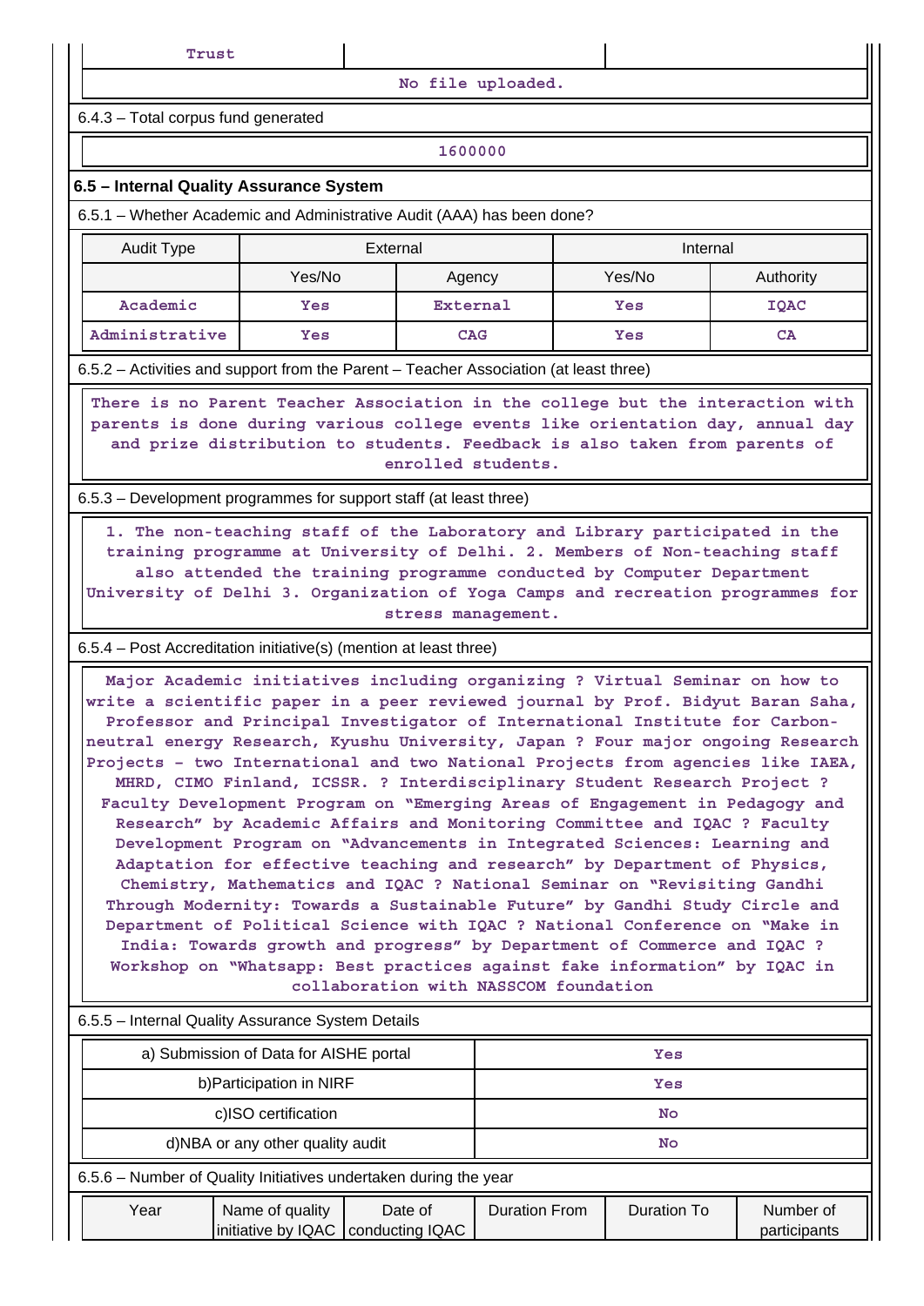| Trust | | |
|---|---|---|
| No file uploaded. | | |

6.4.3 – Total corpus fund generated

| 1600000 |
|---|

## 6.5 – Internal Quality Assurance System

6.5.1 – Whether Academic and Administrative Audit (AAA) has been done?

| Audit Type | External | | Internal | |
|---|---|---|---|---|
| | Yes/No | Agency | Yes/No | Authority |
| Academic | Yes | External | Yes | IQAC |
| Administrative | Yes | CAG | Yes | CA |

6.5.2 – Activities and support from the Parent – Teacher Association (at least three)

There is no Parent Teacher Association in the college but the interaction with parents is done during various college events like orientation day, annual day and prize distribution to students. Feedback is also taken from parents of enrolled students.

6.5.3 – Development programmes for support staff (at least three)

1. The non-teaching staff of the Laboratory and Library participated in the training programme at University of Delhi. 2. Members of Non-teaching staff also attended the training programme conducted by Computer Department University of Delhi 3. Organization of Yoga Camps and recreation programmes for stress management.

6.5.4 – Post Accreditation initiative(s) (mention at least three)

Major Academic initiatives including organizing ? Virtual Seminar on how to write a scientific paper in a peer reviewed journal by Prof. Bidyut Baran Saha, Professor and Principal Investigator of International Institute for Carbon-neutral energy Research, Kyushu University, Japan ? Four major ongoing Research Projects - two International and two National Projects from agencies like IAEA, MHRD, CIMO Finland, ICSSR. ? Interdisciplinary Student Research Project ? Faculty Development Program on "Emerging Areas of Engagement in Pedagogy and Research" by Academic Affairs and Monitoring Committee and IQAC ? Faculty Development Program on "Advancements in Integrated Sciences: Learning and Adaptation for effective teaching and research" by Department of Physics, Chemistry, Mathematics and IQAC ? National Seminar on "Revisiting Gandhi Through Modernity: Towards a Sustainable Future" by Gandhi Study Circle and Department of Political Science with IQAC ? National Conference on "Make in India: Towards growth and progress" by Department of Commerce and IQAC ? Workshop on "Whatsapp: Best practices against fake information" by IQAC in collaboration with NASSCOM foundation

6.5.5 – Internal Quality Assurance System Details

| | |
|---|---|
| a) Submission of Data for AISHE portal | Yes |
| b)Participation in NIRF | Yes |
| c)ISO certification | No |
| d)NBA or any other quality audit | No |

6.5.6 – Number of Quality Initiatives undertaken during the year

| Year | Name of quality initiative by IQAC | Date of conducting IQAC | Duration From | Duration To | Number of participants |
|---|---|---|---|---|---|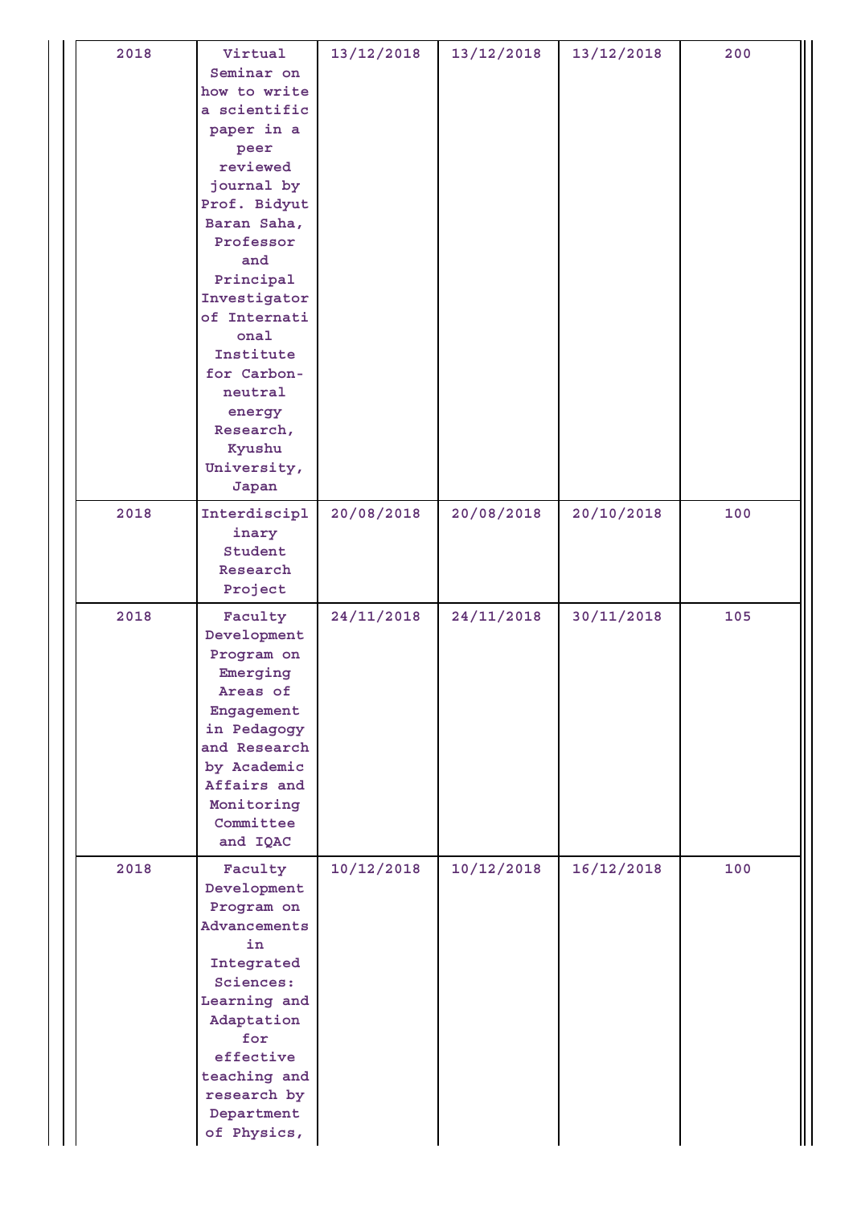| 2018 | Virtual Seminar on how to write a scientific paper in a peer reviewed journal by Prof. Bidyut Baran Saha, Professor and Principal Investigator of International Institute for Carbon-neutral energy Research, Kyushu University, Japan | 13/12/2018 | 13/12/2018 | 13/12/2018 | 200 |
|---|---|---|---|---|---|
| 2018 | Interdisciplinary Student Research Project | 20/08/2018 | 20/08/2018 | 20/10/2018 | 100 |
| 2018 | Faculty Development Program on Emerging Areas of Engagement in Pedagogy and Research by Academic Affairs and Monitoring Committee and IQAC | 24/11/2018 | 24/11/2018 | 30/11/2018 | 105 |
| 2018 | Faculty Development Program on Advancements in Integrated Sciences: Learning and Adaptation for effective teaching and research by Department of Physics, | 10/12/2018 | 10/12/2018 | 16/12/2018 | 100 |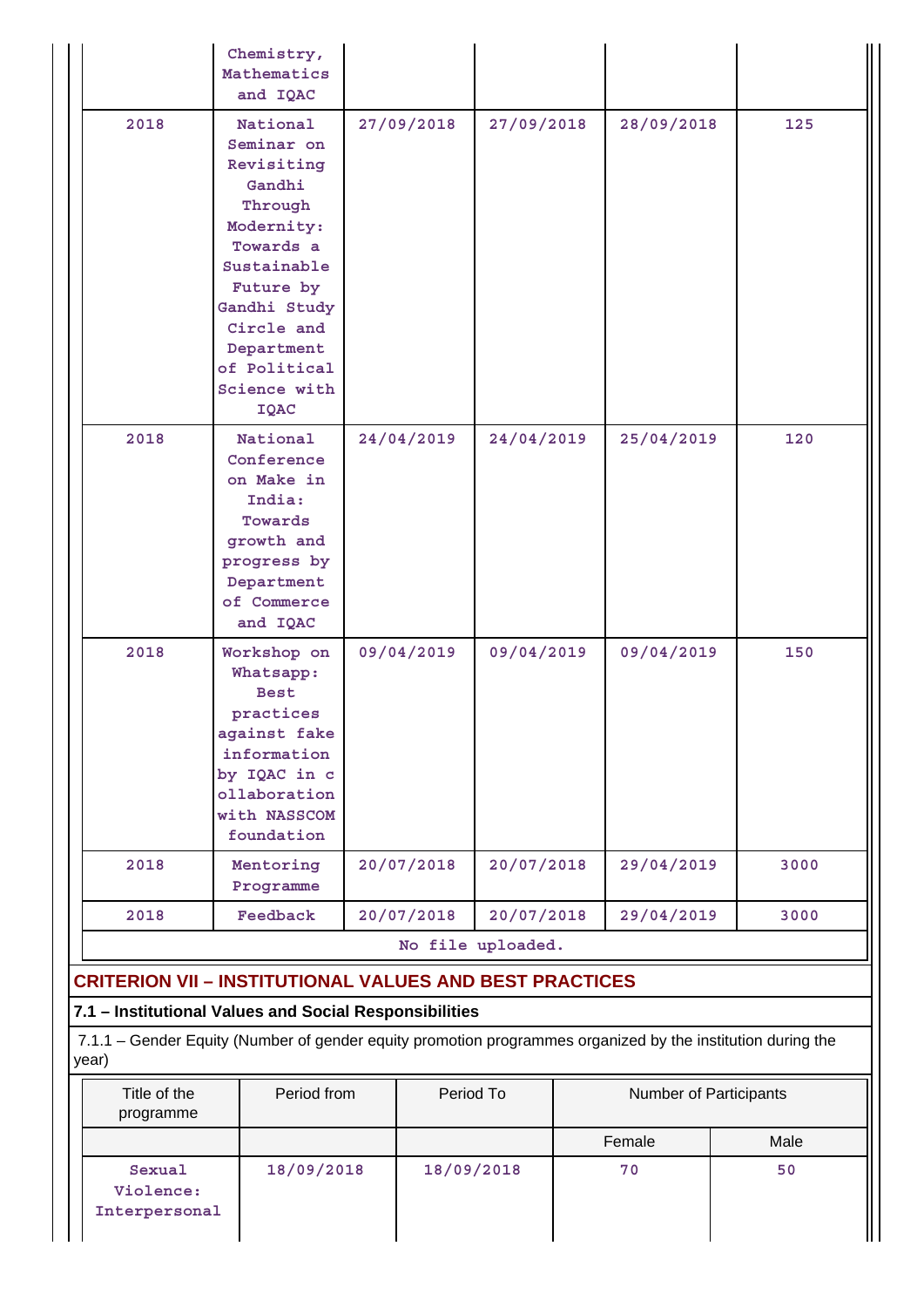| | | | | | |
|---|---|---|---|---|---|
| | Chemistry, Mathematics and IQAC | | | | |
| 2018 | National Seminar on Revisiting Gandhi Through Modernity: Towards a Sustainable Future by Gandhi Study Circle and Department of Political Science with IQAC | 27/09/2018 | 27/09/2018 | 28/09/2018 | 125 |
| 2018 | National Conference on Make in India: Towards growth and progress by Department of Commerce and IQAC | 24/04/2019 | 24/04/2019 | 25/04/2019 | 120 |
| 2018 | Workshop on Whatsapp: Best practices against fake information by IQAC in collaboration with NASSCOM foundation | 09/04/2019 | 09/04/2019 | 09/04/2019 | 150 |
| 2018 | Mentoring Programme | 20/07/2018 | 20/07/2018 | 29/04/2019 | 3000 |
| 2018 | Feedback | 20/07/2018 | 20/07/2018 | 29/04/2019 | 3000 |

No file uploaded.

## CRITERION VII – INSTITUTIONAL VALUES AND BEST PRACTICES

### 7.1 – Institutional Values and Social Responsibilities

7.1.1 – Gender Equity (Number of gender equity promotion programmes organized by the institution during the year)

| Title of the programme | Period from | Period To | Number of Participants | |
|---|---|---|---|---|
| | | | Female | Male |
| Sexual Violence: Interpersonal | 18/09/2018 | 18/09/2018 | 70 | 50 |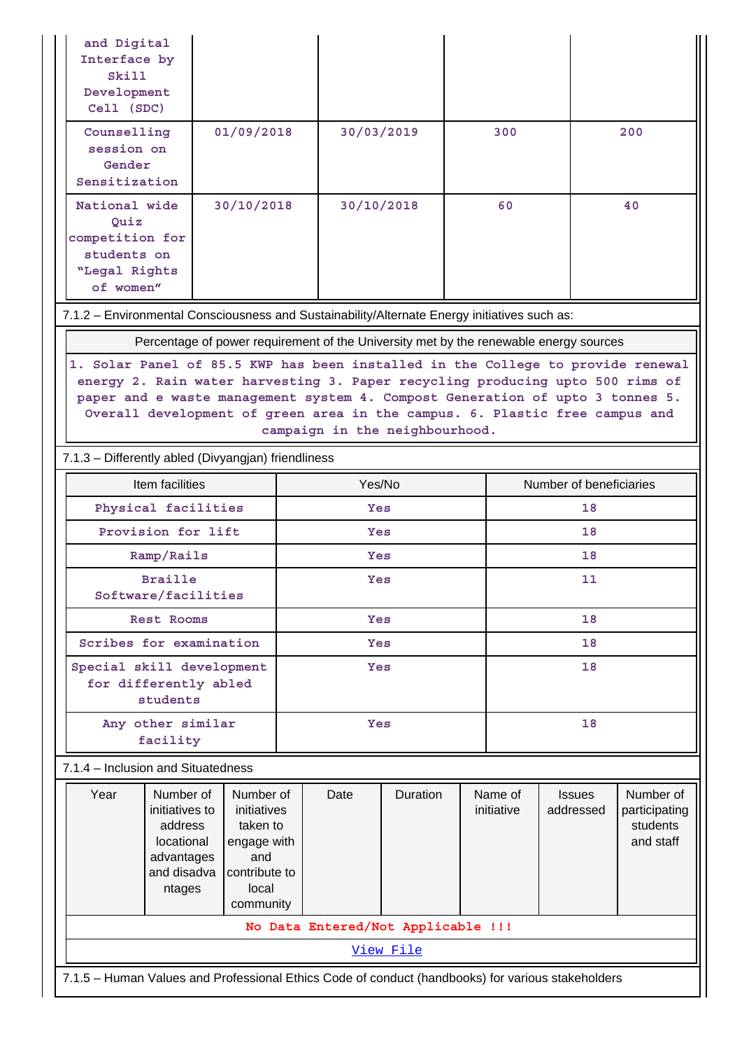| and Digital Interface by Skill Development Cell (SDC) | | | | |
|---|---|---|---|---|
| Counselling session on Gender Sensitization | 01/09/2018 | 30/03/2019 | 300 | 200 |
| National wide Quiz competition for students on "Legal Rights of women" | 30/10/2018 | 30/10/2018 | 60 | 40 |

7.1.2 – Environmental Consciousness and Sustainability/Alternate Energy initiatives such as:

| Percentage of power requirement of the University met by the renewable energy sources |
|---|
| 1. Solar Panel of 85.5 KWP has been installed in the College to provide renewal energy 2. Rain water harvesting 3. Paper recycling producing upto 500 rims of paper and e waste management system 4. Compost Generation of upto 3 tonnes 5. Overall development of green area in the campus. 6. Plastic free campus and campaign in the neighbourhood. |

7.1.3 – Differently abled (Divyangjan) friendliness

| Item facilities | Yes/No | Number of beneficiaries |
|---|---|---|
| Physical facilities | Yes | 18 |
| Provision for lift | Yes | 18 |
| Ramp/Rails | Yes | 18 |
| Braille Software/facilities | Yes | 11 |
| Rest Rooms | Yes | 18 |
| Scribes for examination | Yes | 18 |
| Special skill development for differently abled students | Yes | 18 |
| Any other similar facility | Yes | 18 |

7.1.4 – Inclusion and Situatedness

| Year | Number of initiatives to address locational advantages and disadvantages | Number of initiatives taken to engage with and contribute to local community | Date | Duration | Name of initiative | Issues addressed | Number of participating students and staff |
|---|---|---|---|---|---|---|---|
| No Data Entered/Not Applicable !!! | | | | | | | |
| View File | | | | | | | |

7.1.5 – Human Values and Professional Ethics Code of conduct (handbooks) for various stakeholders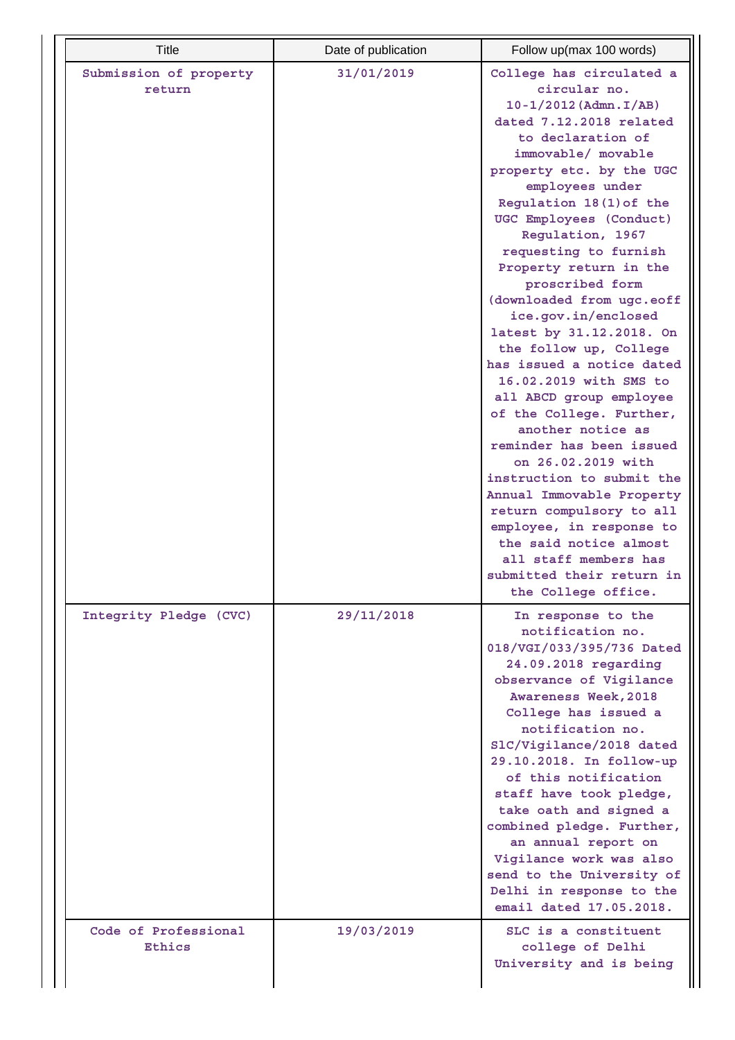| Title | Date of publication | Follow up(max 100 words) |
| --- | --- | --- |
| Submission of property return | 31/01/2019 | College has circulated a circular no. 10-1/2012(Admn.I/AB) dated 7.12.2018 related to declaration of immovable/ movable property etc. by the UGC employees under Regulation 18(1)of the UGC Employees (Conduct) Regulation, 1967 requesting to furnish Property return in the proscribed form (downloaded from ugc.eoffice.gov.in/enclosed latest by 31.12.2018. On the follow up, College has issued a notice dated 16.02.2019 with SMS to all ABCD group employee of the College. Further, another notice as reminder has been issued on 26.02.2019 with instruction to submit the Annual Immovable Property return compulsory to all employee, in response to the said notice almost all staff members has submitted their return in the College office. |
| Integrity Pledge (CVC) | 29/11/2018 | In response to the notification no. 018/VGI/033/395/736 Dated 24.09.2018 regarding observance of Vigilance Awareness Week,2018 College has issued a notification no. SlC/Vigilance/2018 dated 29.10.2018. In follow-up of this notification staff have took pledge, take oath and signed a combined pledge. Further, an annual report on Vigilance work was also send to the University of Delhi in response to the email dated 17.05.2018. |
| Code of Professional Ethics | 19/03/2019 | SLC is a constituent college of Delhi University and is being |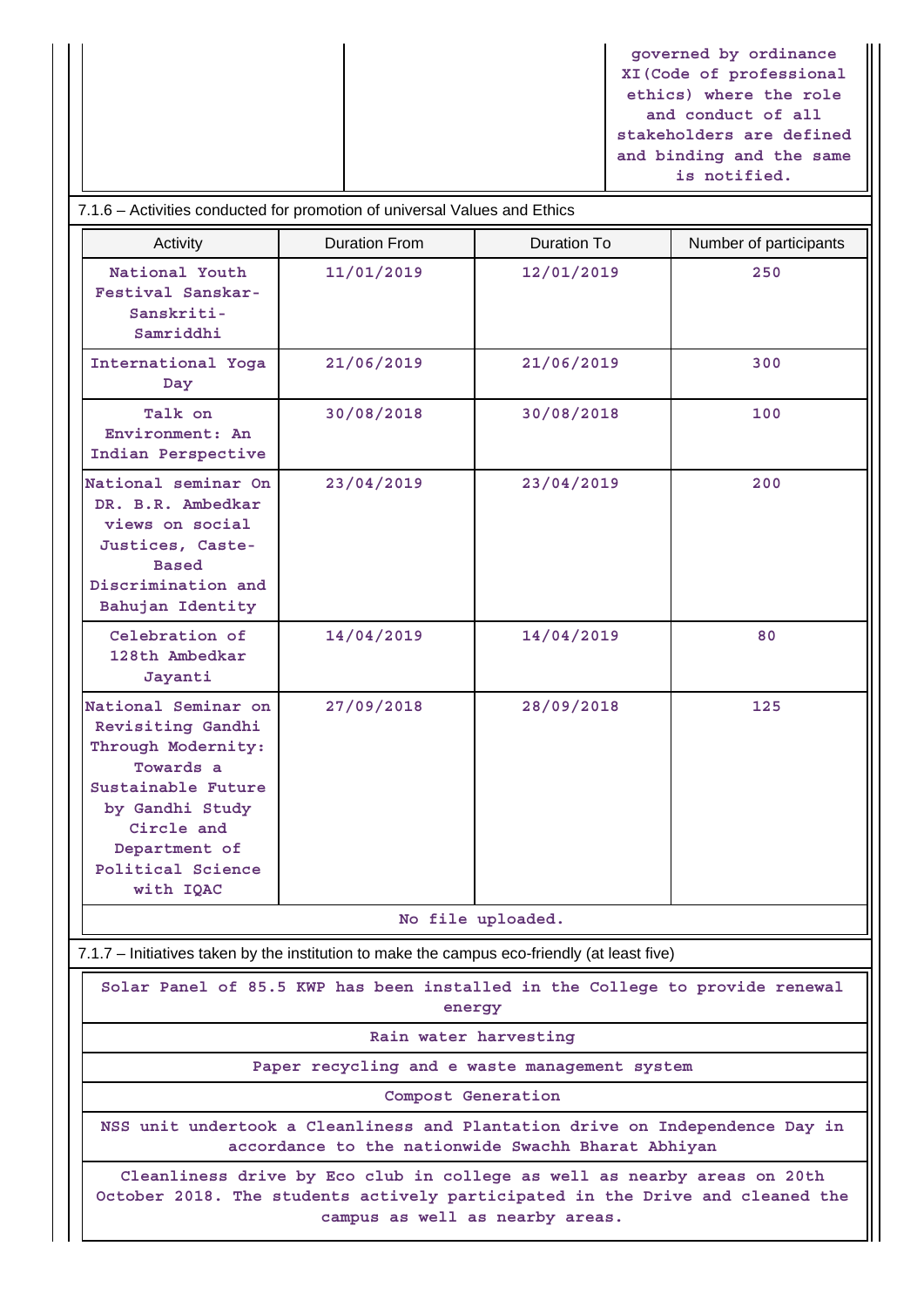| | | governed by ordinance XI(Code of professional ethics) where the role and conduct of all stakeholders are defined and binding and the same is notified. |
|---|---|---|

7.1.6 – Activities conducted for promotion of universal Values and Ethics

| Activity | Duration From | Duration To | Number of participants |
|---|---|---|---|
| National Youth Festival Sanskar-Sanskriti-Samriddhi | 11/01/2019 | 12/01/2019 | 250 |
| International Yoga Day | 21/06/2019 | 21/06/2019 | 300 |
| Talk on Environment: An Indian Perspective | 30/08/2018 | 30/08/2018 | 100 |
| National seminar On DR. B.R. Ambedkar views on social Justices, Caste-Based Discrimination and Bahujan Identity | 23/04/2019 | 23/04/2019 | 200 |
| Celebration of 128th Ambedkar Jayanti | 14/04/2019 | 14/04/2019 | 80 |
| National Seminar on Revisiting Gandhi Through Modernity: Towards a Sustainable Future by Gandhi Study Circle and Department of Political Science with IQAC | 27/09/2018 | 28/09/2018 | 125 |

No file uploaded.

7.1.7 – Initiatives taken by the institution to make the campus eco-friendly (at least five)

| Solar Panel of 85.5 KWP has been installed in the College to provide renewal energy |
|---|
| Rain water harvesting |
| Paper recycling and e waste management system |
| Compost Generation |
| NSS unit undertook a Cleanliness and Plantation drive on Independence Day in accordance to the nationwide Swachh Bharat Abhiyan |
| Cleanliness drive by Eco club in college as well as nearby areas on 20th October 2018. The students actively participated in the Drive and cleaned the campus as well as nearby areas. |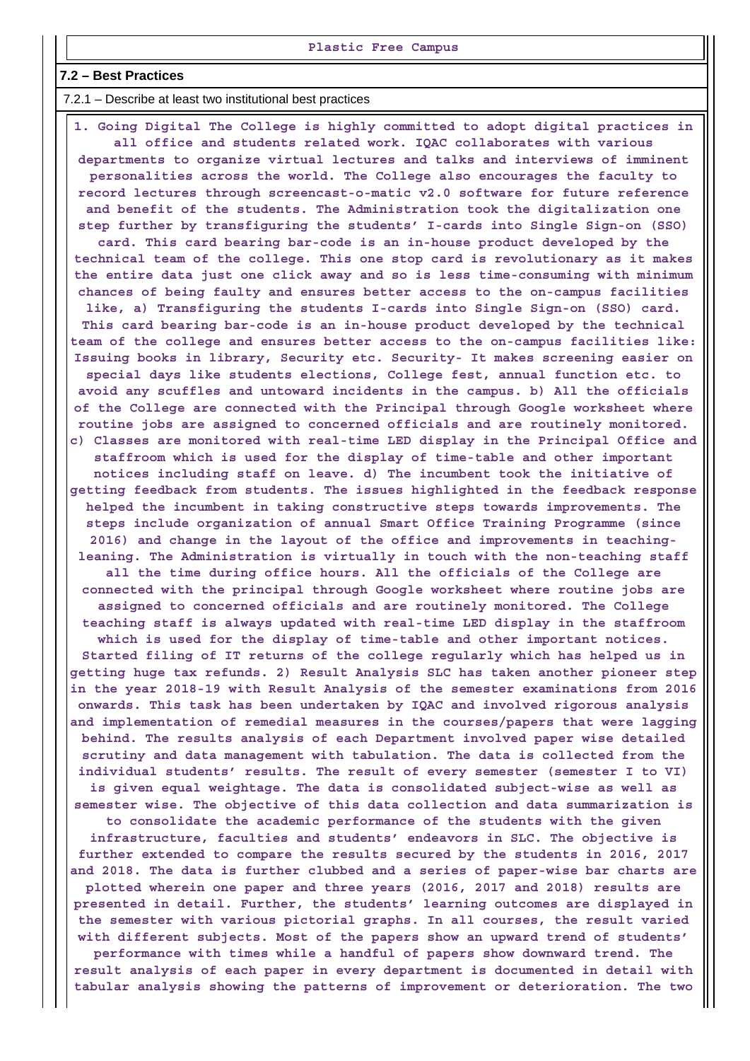Plastic Free Campus

## 7.2 – Best Practices

7.2.1 – Describe at least two institutional best practices

1. Going Digital The College is highly committed to adopt digital practices in all office and students related work. IQAC collaborates with various departments to organize virtual lectures and talks and interviews of imminent personalities across the world. The College also encourages the faculty to record lectures through screencast-o-matic v2.0 software for future reference and benefit of the students. The Administration took the digitalization one step further by transfiguring the students' I-cards into Single Sign-on (SSO) card. This card bearing bar-code is an in-house product developed by the technical team of the college. This one stop card is revolutionary as it makes the entire data just one click away and so is less time-consuming with minimum chances of being faulty and ensures better access to the on-campus facilities like, a) Transfiguring the students I-cards into Single Sign-on (SSO) card. This card bearing bar-code is an in-house product developed by the technical team of the college and ensures better access to the on-campus facilities like: Issuing books in library, Security etc. Security- It makes screening easier on special days like students elections, College fest, annual function etc. to avoid any scuffles and untoward incidents in the campus. b) All the officials of the College are connected with the Principal through Google worksheet where routine jobs are assigned to concerned officials and are routinely monitored. c) Classes are monitored with real-time LED display in the Principal Office and staffroom which is used for the display of time-table and other important notices including staff on leave. d) The incumbent took the initiative of getting feedback from students. The issues highlighted in the feedback response helped the incumbent in taking constructive steps towards improvements. The steps include organization of annual Smart Office Training Programme (since 2016) and change in the layout of the office and improvements in teaching-leaning. The Administration is virtually in touch with the non-teaching staff all the time during office hours. All the officials of the College are connected with the principal through Google worksheet where routine jobs are assigned to concerned officials and are routinely monitored. The College teaching staff is always updated with real-time LED display in the staffroom which is used for the display of time-table and other important notices. Started filing of IT returns of the college regularly which has helped us in getting huge tax refunds. 2) Result Analysis SLC has taken another pioneer step in the year 2018-19 with Result Analysis of the semester examinations from 2016 onwards. This task has been undertaken by IQAC and involved rigorous analysis and implementation of remedial measures in the courses/papers that were lagging behind. The results analysis of each Department involved paper wise detailed scrutiny and data management with tabulation. The data is collected from the individual students' results. The result of every semester (semester I to VI) is given equal weightage. The data is consolidated subject-wise as well as semester wise. The objective of this data collection and data summarization is to consolidate the academic performance of the students with the given infrastructure, faculties and students' endeavors in SLC. The objective is further extended to compare the results secured by the students in 2016, 2017 and 2018. The data is further clubbed and a series of paper-wise bar charts are plotted wherein one paper and three years (2016, 2017 and 2018) results are presented in detail. Further, the students' learning outcomes are displayed in the semester with various pictorial graphs. In all courses, the result varied with different subjects. Most of the papers show an upward trend of students' performance with times while a handful of papers show downward trend. The result analysis of each paper in every department is documented in detail with tabular analysis showing the patterns of improvement or deterioration. The two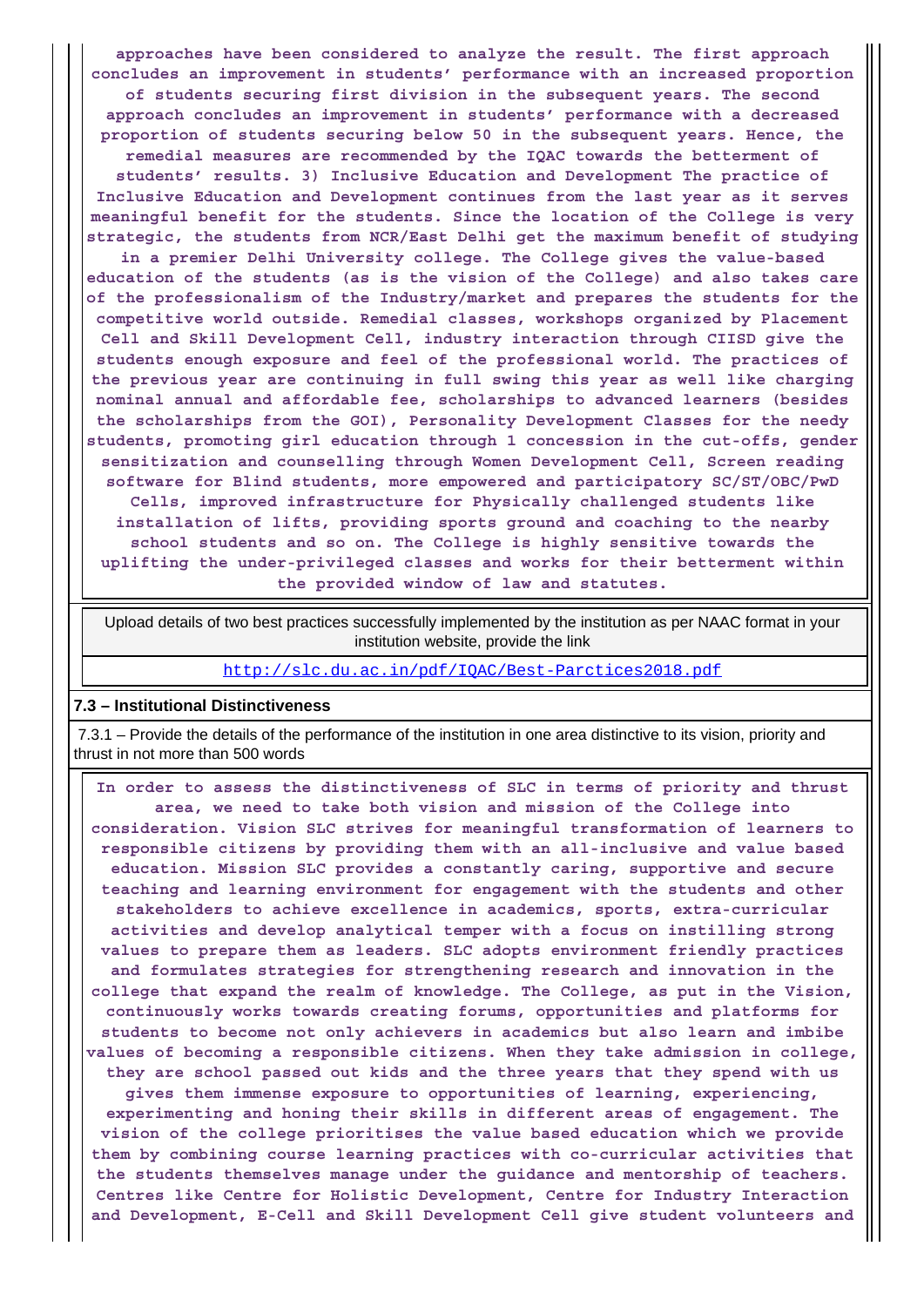approaches have been considered to analyze the result. The first approach concludes an improvement in students' performance with an increased proportion of students securing first division in the subsequent years. The second approach concludes an improvement in students' performance with a decreased proportion of students securing below 50 in the subsequent years. Hence, the remedial measures are recommended by the IQAC towards the betterment of students' results. 3) Inclusive Education and Development The practice of Inclusive Education and Development continues from the last year as it serves meaningful benefit for the students. Since the location of the College is very strategic, the students from NCR/East Delhi get the maximum benefit of studying in a premier Delhi University college. The College gives the value-based education of the students (as is the vision of the College) and also takes care of the professionalism of the Industry/market and prepares the students for the competitive world outside. Remedial classes, workshops organized by Placement Cell and Skill Development Cell, industry interaction through CIISD give the students enough exposure and feel of the professional world. The practices of the previous year are continuing in full swing this year as well like charging nominal annual and affordable fee, scholarships to advanced learners (besides the scholarships from the GOI), Personality Development Classes for the needy students, promoting girl education through 1 concession in the cut-offs, gender sensitization and counselling through Women Development Cell, Screen reading software for Blind students, more empowered and participatory SC/ST/OBC/PwD Cells, improved infrastructure for Physically challenged students like installation of lifts, providing sports ground and coaching to the nearby school students and so on. The College is highly sensitive towards the uplifting the under-privileged classes and works for their betterment within the provided window of law and statutes.

| Upload details of two best practices successfully implemented by the institution as per NAAC format in your institution website, provide the link |
|---|
| http://slc.du.ac.in/pdf/IQAC/Best-Parctices2018.pdf |

**7.3 – Institutional Distinctiveness**

7.3.1 – Provide the details of the performance of the institution in one area distinctive to its vision, priority and thrust in not more than 500 words

In order to assess the distinctiveness of SLC in terms of priority and thrust area, we need to take both vision and mission of the College into consideration. Vision SLC strives for meaningful transformation of learners to responsible citizens by providing them with an all-inclusive and value based education. Mission SLC provides a constantly caring, supportive and secure teaching and learning environment for engagement with the students and other stakeholders to achieve excellence in academics, sports, extra-curricular activities and develop analytical temper with a focus on instilling strong values to prepare them as leaders. SLC adopts environment friendly practices and formulates strategies for strengthening research and innovation in the college that expand the realm of knowledge. The College, as put in the Vision, continuously works towards creating forums, opportunities and platforms for students to become not only achievers in academics but also learn and imbibe values of becoming a responsible citizens. When they take admission in college, they are school passed out kids and the three years that they spend with us gives them immense exposure to opportunities of learning, experiencing, experimenting and honing their skills in different areas of engagement. The vision of the college prioritises the value based education which we provide them by combining course learning practices with co-curricular activities that the students themselves manage under the guidance and mentorship of teachers. Centres like Centre for Holistic Development, Centre for Industry Interaction and Development, E-Cell and Skill Development Cell give student volunteers and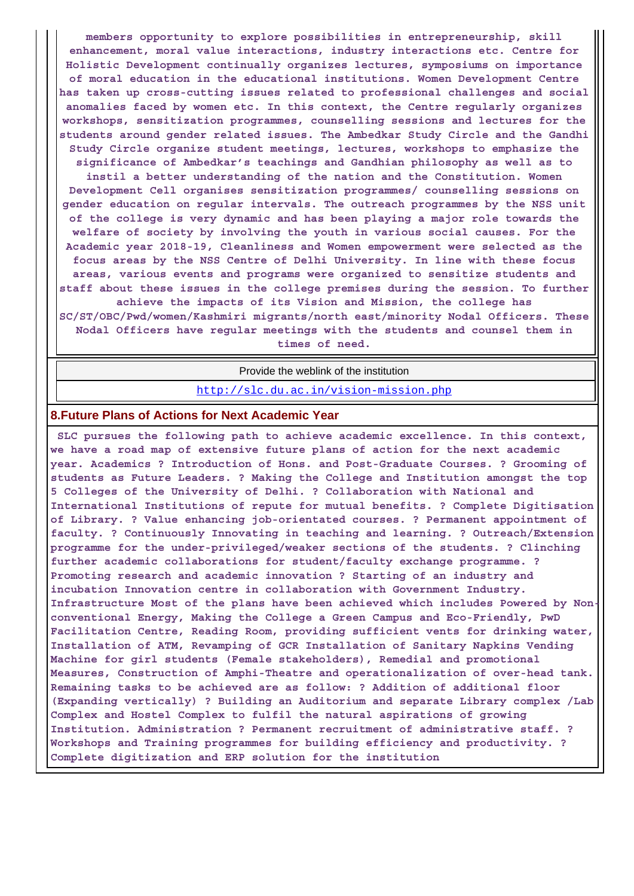members opportunity to explore possibilities in entrepreneurship, skill enhancement, moral value interactions, industry interactions etc. Centre for Holistic Development continually organizes lectures, symposiums on importance of moral education in the educational institutions. Women Development Centre has taken up cross-cutting issues related to professional challenges and social anomalies faced by women etc. In this context, the Centre regularly organizes workshops, sensitization programmes, counselling sessions and lectures for the students around gender related issues. The Ambedkar Study Circle and the Gandhi Study Circle organize student meetings, lectures, workshops to emphasize the significance of Ambedkar's teachings and Gandhian philosophy as well as to instil a better understanding of the nation and the Constitution. Women Development Cell organises sensitization programmes/ counselling sessions on gender education on regular intervals. The outreach programmes by the NSS unit of the college is very dynamic and has been playing a major role towards the welfare of society by involving the youth in various social causes. For the Academic year 2018-19, Cleanliness and Women empowerment were selected as the focus areas by the NSS Centre of Delhi University. In line with these focus areas, various events and programs were organized to sensitize students and staff about these issues in the college premises during the session. To further achieve the impacts of its Vision and Mission, the college has SC/ST/OBC/Pwd/women/Kashmiri migrants/north east/minority Nodal Officers. These Nodal Officers have regular meetings with the students and counsel them in times of need.

| Provide the weblink of the institution |
| --- |
| http://slc.du.ac.in/vision-mission.php |

## 8.Future Plans of Actions for Next Academic Year

SLC pursues the following path to achieve academic excellence. In this context, we have a road map of extensive future plans of action for the next academic year. Academics ? Introduction of Hons. and Post-Graduate Courses. ? Grooming of students as Future Leaders. ? Making the College and Institution amongst the top 5 Colleges of the University of Delhi. ? Collaboration with National and International Institutions of repute for mutual benefits. ? Complete Digitisation of Library. ? Value enhancing job-orientated courses. ? Permanent appointment of faculty. ? Continuously Innovating in teaching and learning. ? Outreach/Extension programme for the under-privileged/weaker sections of the students. ? Clinching further academic collaborations for student/faculty exchange programme. ? Promoting research and academic innovation ? Starting of an industry and incubation Innovation centre in collaboration with Government Industry. Infrastructure Most of the plans have been achieved which includes Powered by Non-conventional Energy, Making the College a Green Campus and Eco-Friendly, PwD Facilitation Centre, Reading Room, providing sufficient vents for drinking water, Installation of ATM, Revamping of GCR Installation of Sanitary Napkins Vending Machine for girl students (Female stakeholders), Remedial and promotional Measures, Construction of Amphi-Theatre and operationalization of over-head tank. Remaining tasks to be achieved are as follow: ? Addition of additional floor (Expanding vertically) ? Building an Auditorium and separate Library complex /Lab Complex and Hostel Complex to fulfil the natural aspirations of growing Institution. Administration ? Permanent recruitment of administrative staff. ? Workshops and Training programmes for building efficiency and productivity. ? Complete digitization and ERP solution for the institution